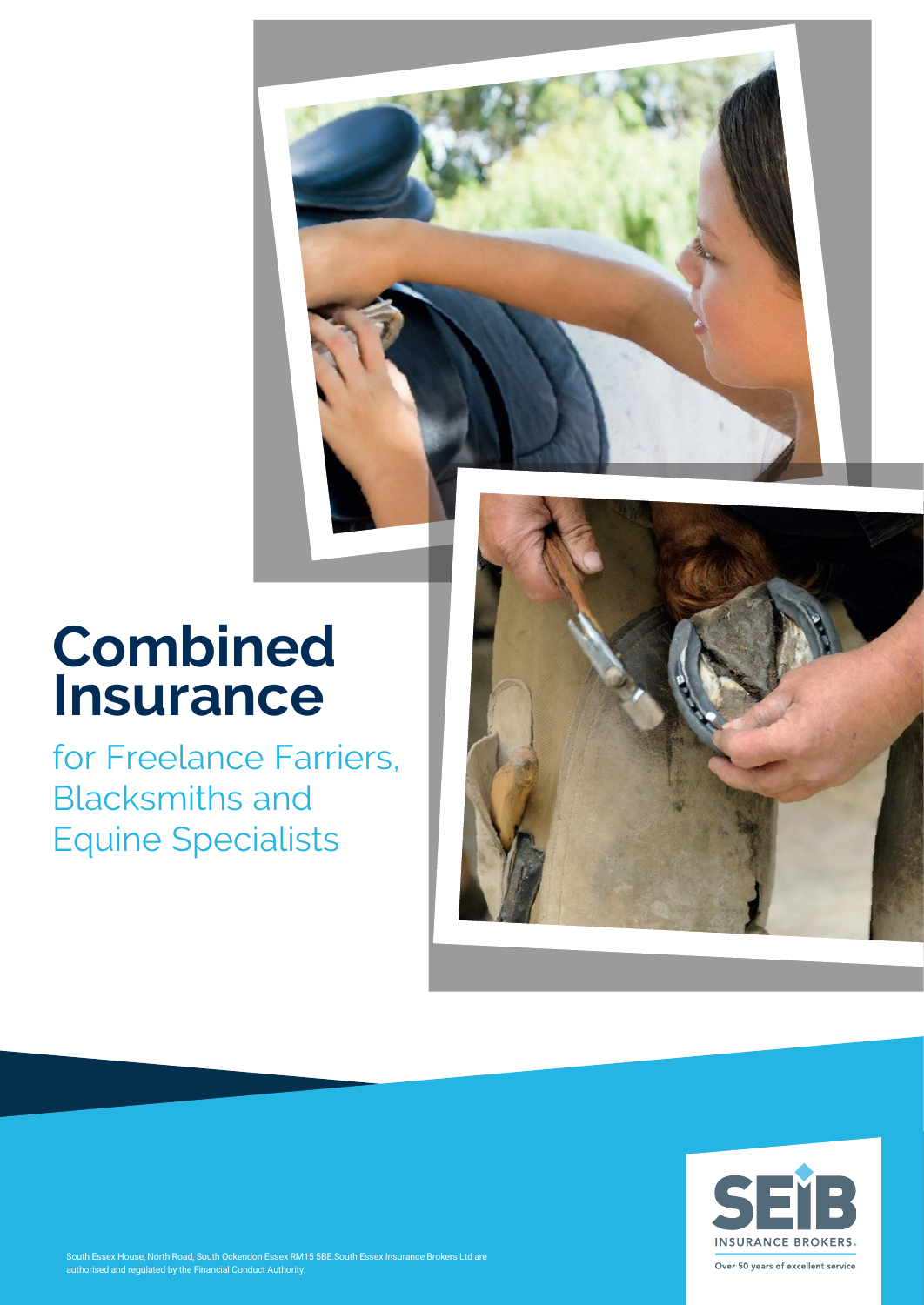# Combined Insurance

## for Freelance Farriers, Blacksmiths and Equine Specialists

SEIB INSURANCE BROKERS.

Over 50 years of excellent service

South Essex House, North Road, South Ockendon Essex RM15 5BE.South Essex Insurance Brokers Ltd are authorised and regulated by the Financial Conduct Authority.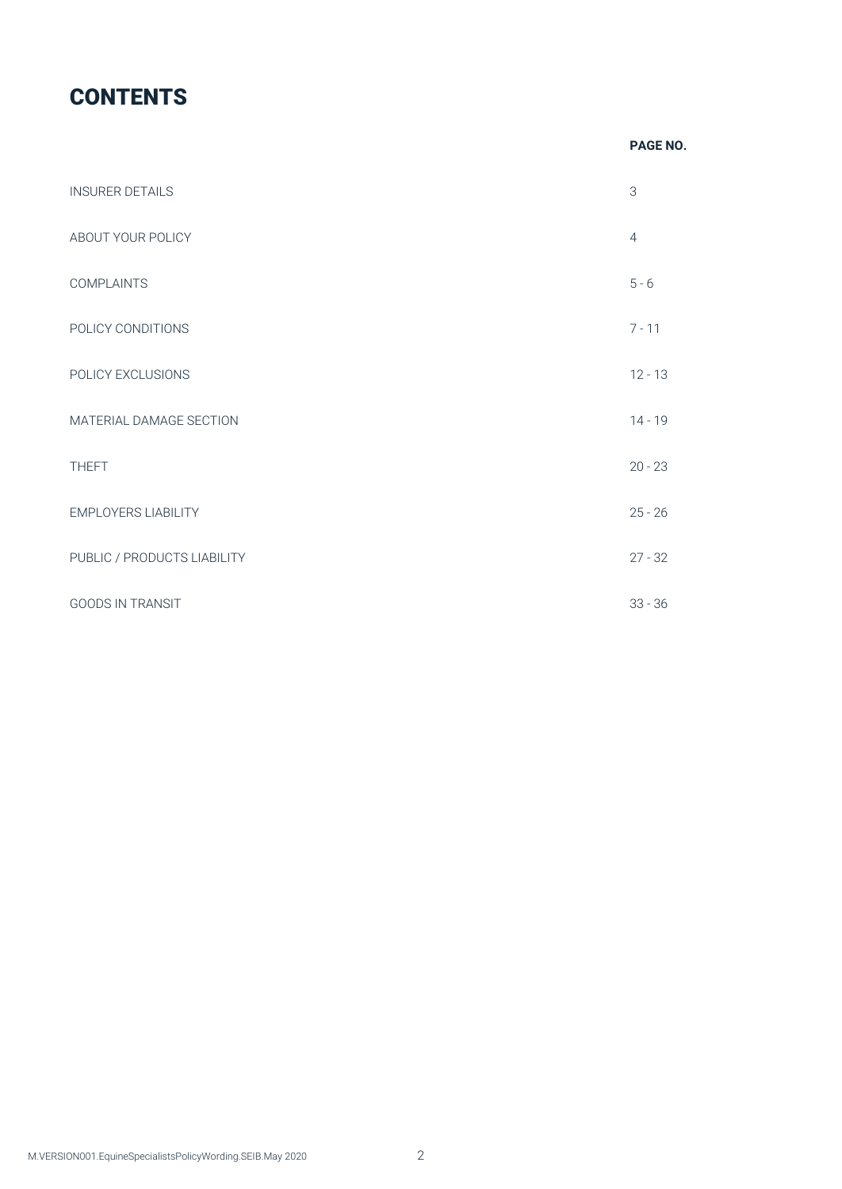# CONTENTS

| | PAGE NO. |
|---|---|
| INSURER DETAILS | 3 |
| ABOUT YOUR POLICY | 4 |
| COMPLAINTS | 5 - 6 |
| POLICY CONDITIONS | 7 - 11 |
| POLICY EXCLUSIONS | 12 - 13 |
| MATERIAL DAMAGE SECTION | 14 - 19 |
| THEFT | 20 - 23 |
| EMPLOYERS LIABILITY | 25 - 26 |
| PUBLIC / PRODUCTS LIABILITY | 27 - 32 |
| GOODS IN TRANSIT | 33 - 36 |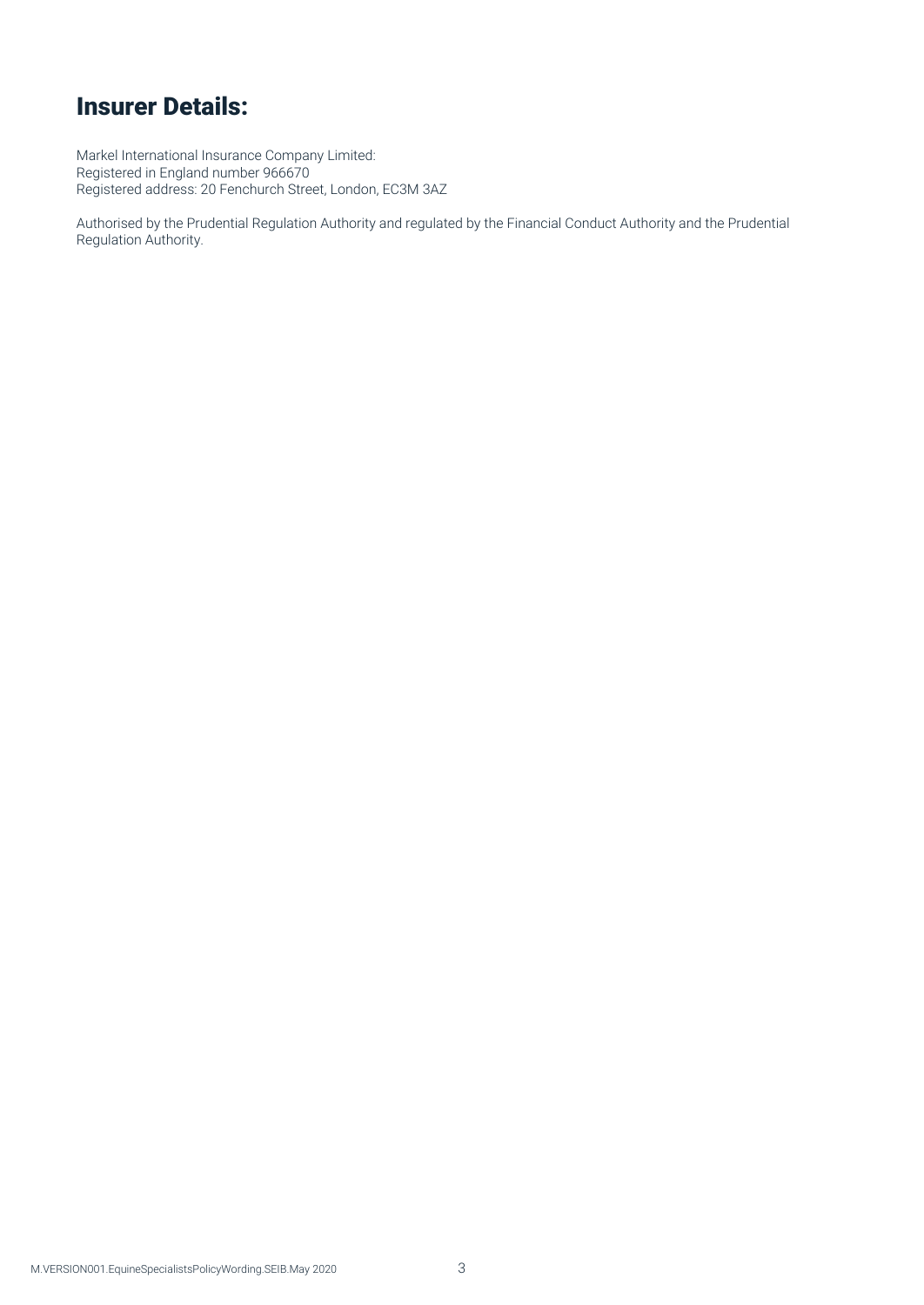# Insurer Details:

Markel International Insurance Company Limited:
Registered in England number 966670
Registered address: 20 Fenchurch Street, London, EC3M 3AZ

Authorised by the Prudential Regulation Authority and regulated by the Financial Conduct Authority and the Prudential Regulation Authority.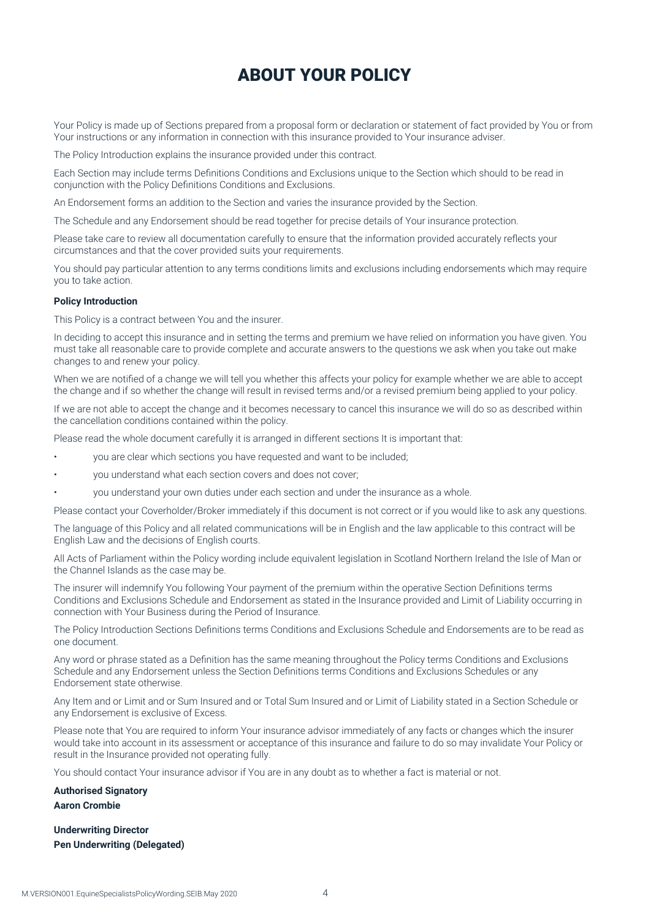# ABOUT YOUR POLICY

Your Policy is made up of Sections prepared from a proposal form or declaration or statement of fact provided by You or from Your instructions or any information in connection with this insurance provided to Your insurance adviser.

The Policy Introduction explains the insurance provided under this contract.

Each Section may include terms Definitions Conditions and Exclusions unique to the Section which should to be read in conjunction with the Policy Definitions Conditions and Exclusions.

An Endorsement forms an addition to the Section and varies the insurance provided by the Section.

The Schedule and any Endorsement should be read together for precise details of Your insurance protection.

Please take care to review all documentation carefully to ensure that the information provided accurately reflects your circumstances and that the cover provided suits your requirements.

You should pay particular attention to any terms conditions limits and exclusions including endorsements which may require you to take action.

**Policy Introduction**

This Policy is a contract between You and the insurer.

In deciding to accept this insurance and in setting the terms and premium we have relied on information you have given. You must take all reasonable care to provide complete and accurate answers to the questions we ask when you take out make changes to and renew your policy.

When we are notified of a change we will tell you whether this affects your policy for example whether we are able to accept the change and if so whether the change will result in revised terms and/or a revised premium being applied to your policy.

If we are not able to accept the change and it becomes necessary to cancel this insurance we will do so as described within the cancellation conditions contained within the policy.

Please read the whole document carefully it is arranged in different sections It is important that:

- you are clear which sections you have requested and want to be included;
- you understand what each section covers and does not cover;
- you understand your own duties under each section and under the insurance as a whole.

Please contact your Coverholder/Broker immediately if this document is not correct or if you would like to ask any questions.

The language of this Policy and all related communications will be in English and the law applicable to this contract will be English Law and the decisions of English courts.

All Acts of Parliament within the Policy wording include equivalent legislation in Scotland Northern Ireland the Isle of Man or the Channel Islands as the case may be.

The insurer will indemnify You following Your payment of the premium within the operative Section Definitions terms Conditions and Exclusions Schedule and Endorsement as stated in the Insurance provided and Limit of Liability occurring in connection with Your Business during the Period of Insurance.

The Policy Introduction Sections Definitions terms Conditions and Exclusions Schedule and Endorsements are to be read as one document.

Any word or phrase stated as a Definition has the same meaning throughout the Policy terms Conditions and Exclusions Schedule and any Endorsement unless the Section Definitions terms Conditions and Exclusions Schedules or any Endorsement state otherwise.

Any Item and or Limit and or Sum Insured and or Total Sum Insured and or Limit of Liability stated in a Section Schedule or any Endorsement is exclusive of Excess.

Please note that You are required to inform Your insurance advisor immediately of any facts or changes which the insurer would take into account in its assessment or acceptance of this insurance and failure to do so may invalidate Your Policy or result in the Insurance provided not operating fully.

You should contact Your insurance advisor if You are in any doubt as to whether a fact is material or not.

**Authorised Signatory**
**Aaron Crombie**

**Underwriting Director**
**Pen Underwriting (Delegated)**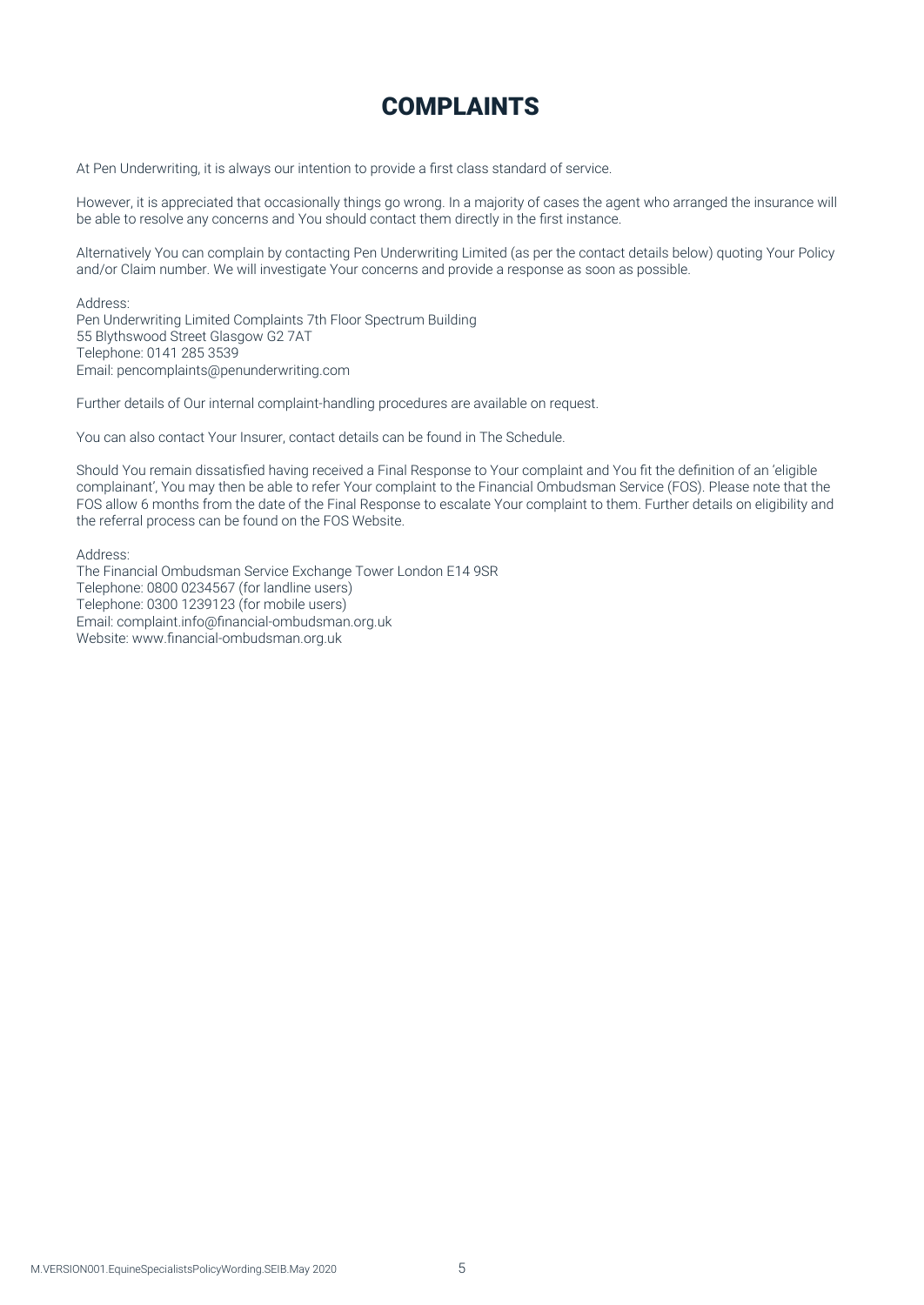# COMPLAINTS

At Pen Underwriting, it is always our intention to provide a first class standard of service.

However, it is appreciated that occasionally things go wrong. In a majority of cases the agent who arranged the insurance will be able to resolve any concerns and You should contact them directly in the first instance.

Alternatively You can complain by contacting Pen Underwriting Limited (as per the contact details below) quoting Your Policy and/or Claim number. We will investigate Your concerns and provide a response as soon as possible.

Address:
Pen Underwriting Limited Complaints 7th Floor Spectrum Building
55 Blythswood Street Glasgow G2 7AT
Telephone: 0141 285 3539
Email: pencomplaints@penunderwriting.com

Further details of Our internal complaint-handling procedures are available on request.

You can also contact Your Insurer, contact details can be found in The Schedule.

Should You remain dissatisfied having received a Final Response to Your complaint and You fit the definition of an 'eligible complainant', You may then be able to refer Your complaint to the Financial Ombudsman Service (FOS). Please note that the FOS allow 6 months from the date of the Final Response to escalate Your complaint to them. Further details on eligibility and the referral process can be found on the FOS Website.

Address:
The Financial Ombudsman Service Exchange Tower London E14 9SR
Telephone: 0800 0234567 (for landline users)
Telephone: 0300 1239123 (for mobile users)
Email: complaint.info@financial-ombudsman.org.uk
Website: www.financial-ombudsman.org.uk

M.VERSION001.EquineSpecialistsPolicyWording.SEIB.May 2020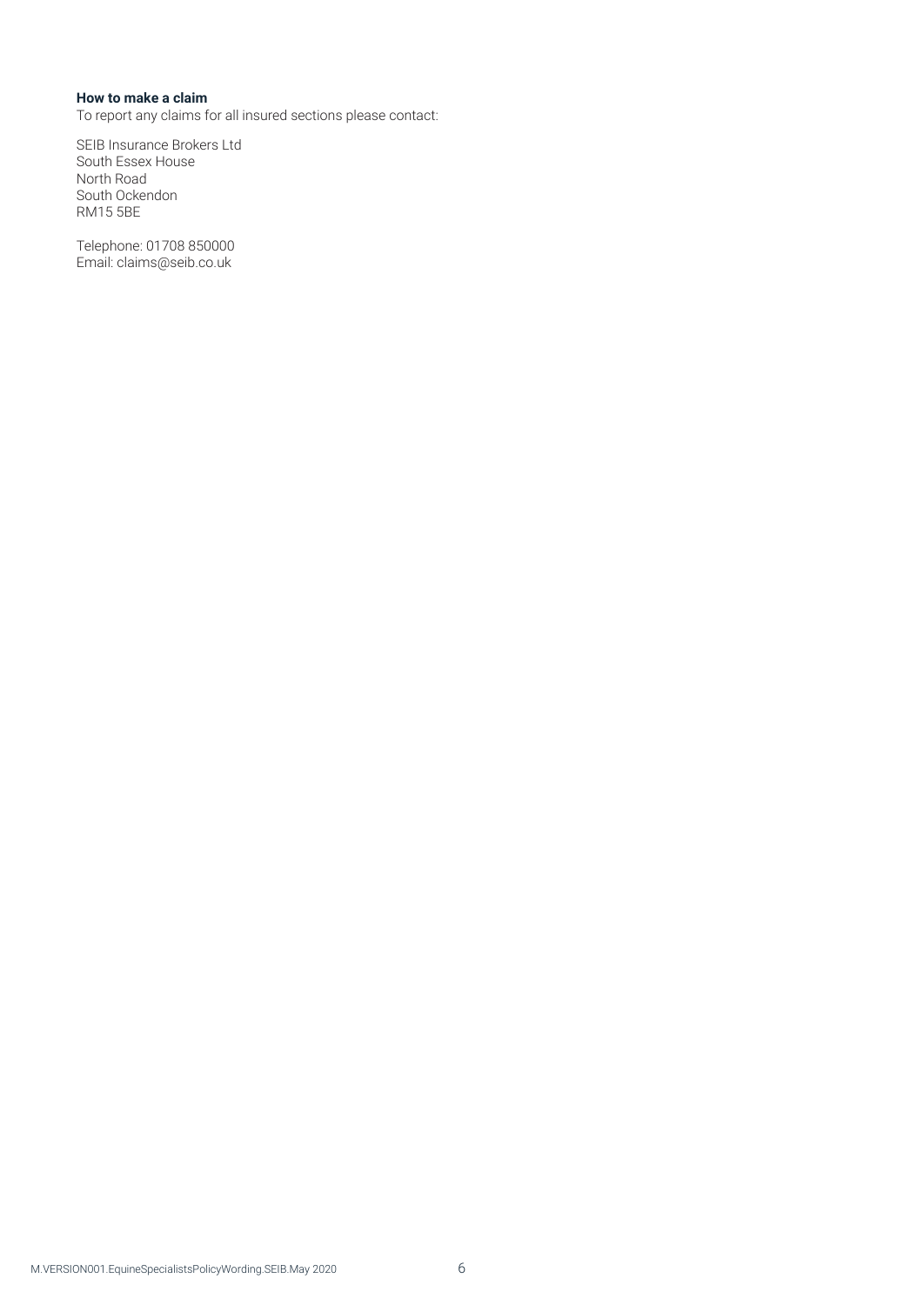**How to make a claim**
To report any claims for all insured sections please contact:

SEIB Insurance Brokers Ltd
South Essex House
North Road
South Ockendon
RM15 5BE

Telephone: 01708 850000
Email: claims@seib.co.uk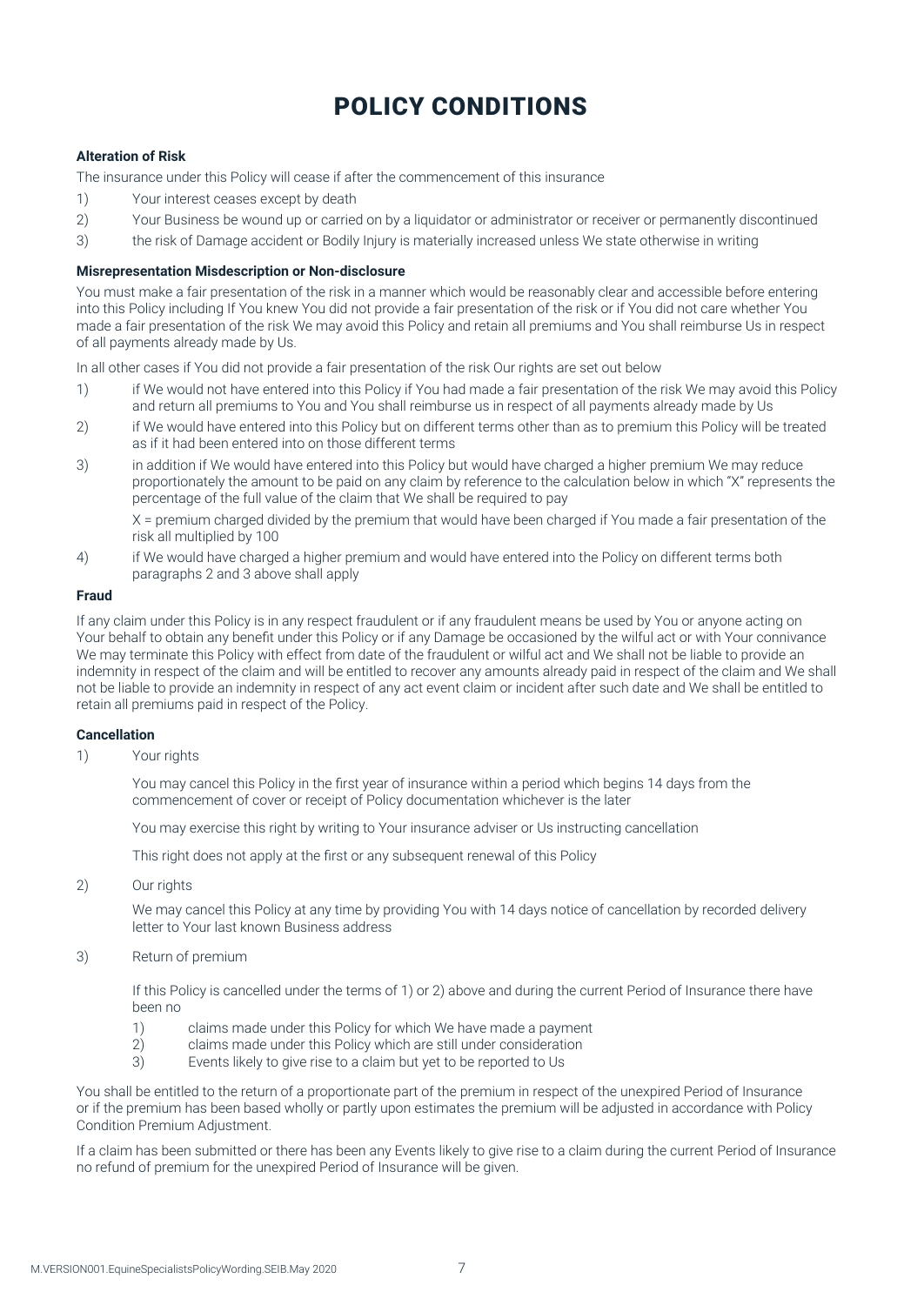# POLICY CONDITIONS

**Alteration of Risk**

The insurance under this Policy will cease if after the commencement of this insurance

1) Your interest ceases except by death
2) Your Business be wound up or carried on by a liquidator or administrator or receiver or permanently discontinued
3) the risk of Damage accident or Bodily Injury is materially increased unless We state otherwise in writing

**Misrepresentation Misdescription or Non-disclosure**

You must make a fair presentation of the risk in a manner which would be reasonably clear and accessible before entering into this Policy including If You knew You did not provide a fair presentation of the risk or if You did not care whether You made a fair presentation of the risk We may avoid this Policy and retain all premiums and You shall reimburse Us in respect of all payments already made by Us.

In all other cases if You did not provide a fair presentation of the risk Our rights are set out below

1) if We would not have entered into this Policy if You had made a fair presentation of the risk We may avoid this Policy and return all premiums to You and You shall reimburse us in respect of all payments already made by Us
2) if We would have entered into this Policy but on different terms other than as to premium this Policy will be treated as if it had been entered into on those different terms
3) in addition if We would have entered into this Policy but would have charged a higher premium We may reduce proportionately the amount to be paid on any claim by reference to the calculation below in which "X" represents the percentage of the full value of the claim that We shall be required to pay

   X = premium charged divided by the premium that would have been charged if You made a fair presentation of the risk all multiplied by 100
4) if We would have charged a higher premium and would have entered into the Policy on different terms both paragraphs 2 and 3 above shall apply

**Fraud**

If any claim under this Policy is in any respect fraudulent or if any fraudulent means be used by You or anyone acting on Your behalf to obtain any benefit under this Policy or if any Damage be occasioned by the wilful act or with Your connivance We may terminate this Policy with effect from date of the fraudulent or wilful act and We shall not be liable to provide an indemnity in respect of the claim and will be entitled to recover any amounts already paid in respect of the claim and We shall not be liable to provide an indemnity in respect of any act event claim or incident after such date and We shall be entitled to retain all premiums paid in respect of the Policy.

**Cancellation**

1) Your rights

   You may cancel this Policy in the first year of insurance within a period which begins 14 days from the commencement of cover or receipt of Policy documentation whichever is the later

   You may exercise this right by writing to Your insurance adviser or Us instructing cancellation

   This right does not apply at the first or any subsequent renewal of this Policy

2) Our rights

   We may cancel this Policy at any time by providing You with 14 days notice of cancellation by recorded delivery letter to Your last known Business address

3) Return of premium

   If this Policy is cancelled under the terms of 1) or 2) above and during the current Period of Insurance there have been no

   1) claims made under this Policy for which We have made a payment
   2) claims made under this Policy which are still under consideration
   3) Events likely to give rise to a claim but yet to be reported to Us

You shall be entitled to the return of a proportionate part of the premium in respect of the unexpired Period of Insurance or if the premium has been based wholly or partly upon estimates the premium will be adjusted in accordance with Policy Condition Premium Adjustment.

If a claim has been submitted or there has been any Events likely to give rise to a claim during the current Period of Insurance no refund of premium for the unexpired Period of Insurance will be given.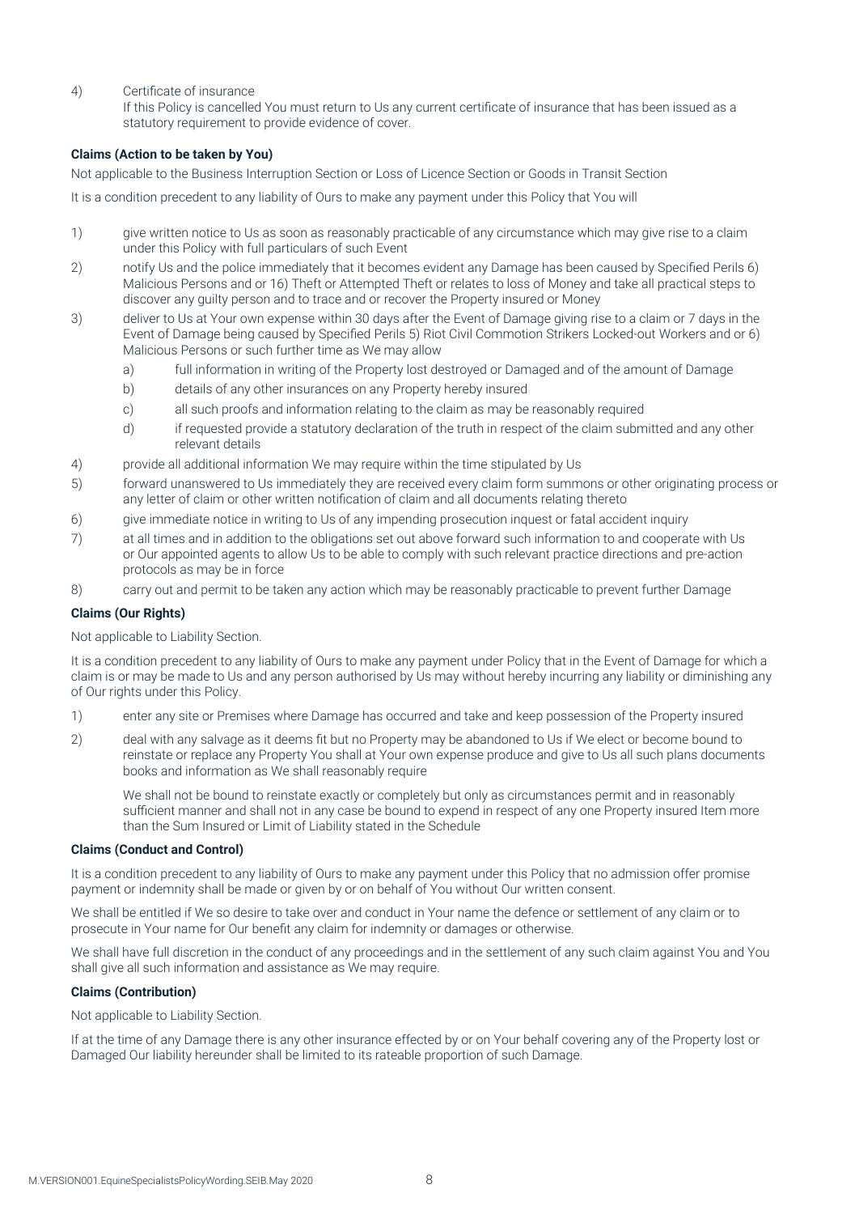4) Certificate of insurance

If this Policy is cancelled You must return to Us any current certificate of insurance that has been issued as a statutory requirement to provide evidence of cover.

**Claims (Action to be taken by You)**

Not applicable to the Business Interruption Section or Loss of Licence Section or Goods in Transit Section

It is a condition precedent to any liability of Ours to make any payment under this Policy that You will

1) give written notice to Us as soon as reasonably practicable of any circumstance which may give rise to a claim under this Policy with full particulars of such Event
2) notify Us and the police immediately that it becomes evident any Damage has been caused by Specified Perils 6) Malicious Persons and or 16) Theft or Attempted Theft or relates to loss of Money and take all practical steps to discover any guilty person and to trace and or recover the Property insured or Money
3) deliver to Us at Your own expense within 30 days after the Event of Damage giving rise to a claim or 7 days in the Event of Damage being caused by Specified Perils 5) Riot Civil Commotion Strikers Locked-out Workers and or 6) Malicious Persons or such further time as We may allow
   a) full information in writing of the Property lost destroyed or Damaged and of the amount of Damage
   b) details of any other insurances on any Property hereby insured
   c) all such proofs and information relating to the claim as may be reasonably required
   d) if requested provide a statutory declaration of the truth in respect of the claim submitted and any other relevant details
4) provide all additional information We may require within the time stipulated by Us
5) forward unanswered to Us immediately they are received every claim form summons or other originating process or any letter of claim or other written notification of claim and all documents relating thereto
6) give immediate notice in writing to Us of any impending prosecution inquest or fatal accident inquiry
7) at all times and in addition to the obligations set out above forward such information to and cooperate with Us or Our appointed agents to allow Us to be able to comply with such relevant practice directions and pre-action protocols as may be in force
8) carry out and permit to be taken any action which may be reasonably practicable to prevent further Damage

**Claims (Our Rights)**

Not applicable to Liability Section.

It is a condition precedent to any liability of Ours to make any payment under Policy that in the Event of Damage for which a claim is or may be made to Us and any person authorised by Us may without hereby incurring any liability or diminishing any of Our rights under this Policy.

1) enter any site or Premises where Damage has occurred and take and keep possession of the Property insured
2) deal with any salvage as it deems fit but no Property may be abandoned to Us if We elect or become bound to reinstate or replace any Property You shall at Your own expense produce and give to Us all such plans documents books and information as We shall reasonably require

   We shall not be bound to reinstate exactly or completely but only as circumstances permit and in reasonably sufficient manner and shall not in any case be bound to expend in respect of any one Property insured Item more than the Sum Insured or Limit of Liability stated in the Schedule

**Claims (Conduct and Control)**

It is a condition precedent to any liability of Ours to make any payment under this Policy that no admission offer promise payment or indemnity shall be made or given by or on behalf of You without Our written consent.

We shall be entitled if We so desire to take over and conduct in Your name the defence or settlement of any claim or to prosecute in Your name for Our benefit any claim for indemnity or damages or otherwise.

We shall have full discretion in the conduct of any proceedings and in the settlement of any such claim against You and You shall give all such information and assistance as We may require.

**Claims (Contribution)**

Not applicable to Liability Section.

If at the time of any Damage there is any other insurance effected by or on Your behalf covering any of the Property lost or Damaged Our liability hereunder shall be limited to its rateable proportion of such Damage.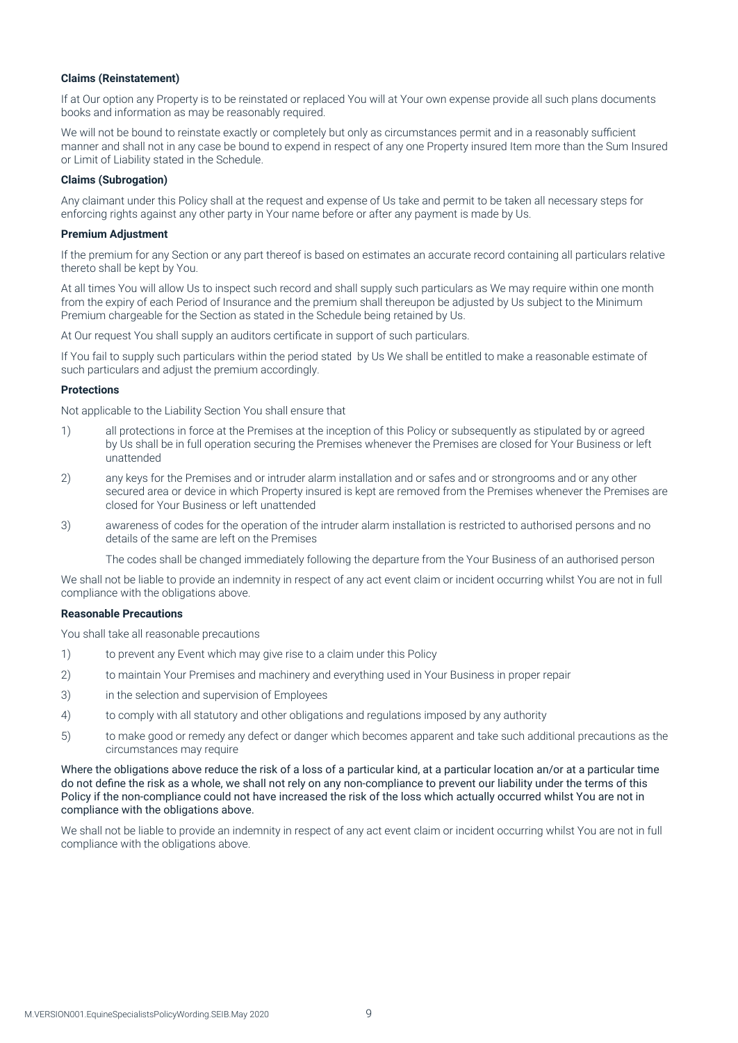**Claims (Reinstatement)**

If at Our option any Property is to be reinstated or replaced You will at Your own expense provide all such plans documents books and information as may be reasonably required.

We will not be bound to reinstate exactly or completely but only as circumstances permit and in a reasonably sufficient manner and shall not in any case be bound to expend in respect of any one Property insured Item more than the Sum Insured or Limit of Liability stated in the Schedule.

**Claims (Subrogation)**

Any claimant under this Policy shall at the request and expense of Us take and permit to be taken all necessary steps for enforcing rights against any other party in Your name before or after any payment is made by Us.

**Premium Adjustment**

If the premium for any Section or any part thereof is based on estimates an accurate record containing all particulars relative thereto shall be kept by You.

At all times You will allow Us to inspect such record and shall supply such particulars as We may require within one month from the expiry of each Period of Insurance and the premium shall thereupon be adjusted by Us subject to the Minimum Premium chargeable for the Section as stated in the Schedule being retained by Us.

At Our request You shall supply an auditors certificate in support of such particulars.

If You fail to supply such particulars within the period stated by Us We shall be entitled to make a reasonable estimate of such particulars and adjust the premium accordingly.

**Protections**

Not applicable to the Liability Section You shall ensure that

1) all protections in force at the Premises at the inception of this Policy or subsequently as stipulated by or agreed by Us shall be in full operation securing the Premises whenever the Premises are closed for Your Business or left unattended
2) any keys for the Premises and or intruder alarm installation and or safes and or strongrooms and or any other secured area or device in which Property insured is kept are removed from the Premises whenever the Premises are closed for Your Business or left unattended
3) awareness of codes for the operation of the intruder alarm installation is restricted to authorised persons and no details of the same are left on the Premises

   The codes shall be changed immediately following the departure from the Your Business of an authorised person

We shall not be liable to provide an indemnity in respect of any act event claim or incident occurring whilst You are not in full compliance with the obligations above.

**Reasonable Precautions**

You shall take all reasonable precautions

1) to prevent any Event which may give rise to a claim under this Policy
2) to maintain Your Premises and machinery and everything used in Your Business in proper repair
3) in the selection and supervision of Employees
4) to comply with all statutory and other obligations and regulations imposed by any authority
5) to make good or remedy any defect or danger which becomes apparent and take such additional precautions as the circumstances may require

Where the obligations above reduce the risk of a loss of a particular kind, at a particular location an/or at a particular time do not define the risk as a whole, we shall not rely on any non-compliance to prevent our liability under the terms of this Policy if the non-compliance could not have increased the risk of the loss which actually occurred whilst You are not in compliance with the obligations above.

We shall not be liable to provide an indemnity in respect of any act event claim or incident occurring whilst You are not in full compliance with the obligations above.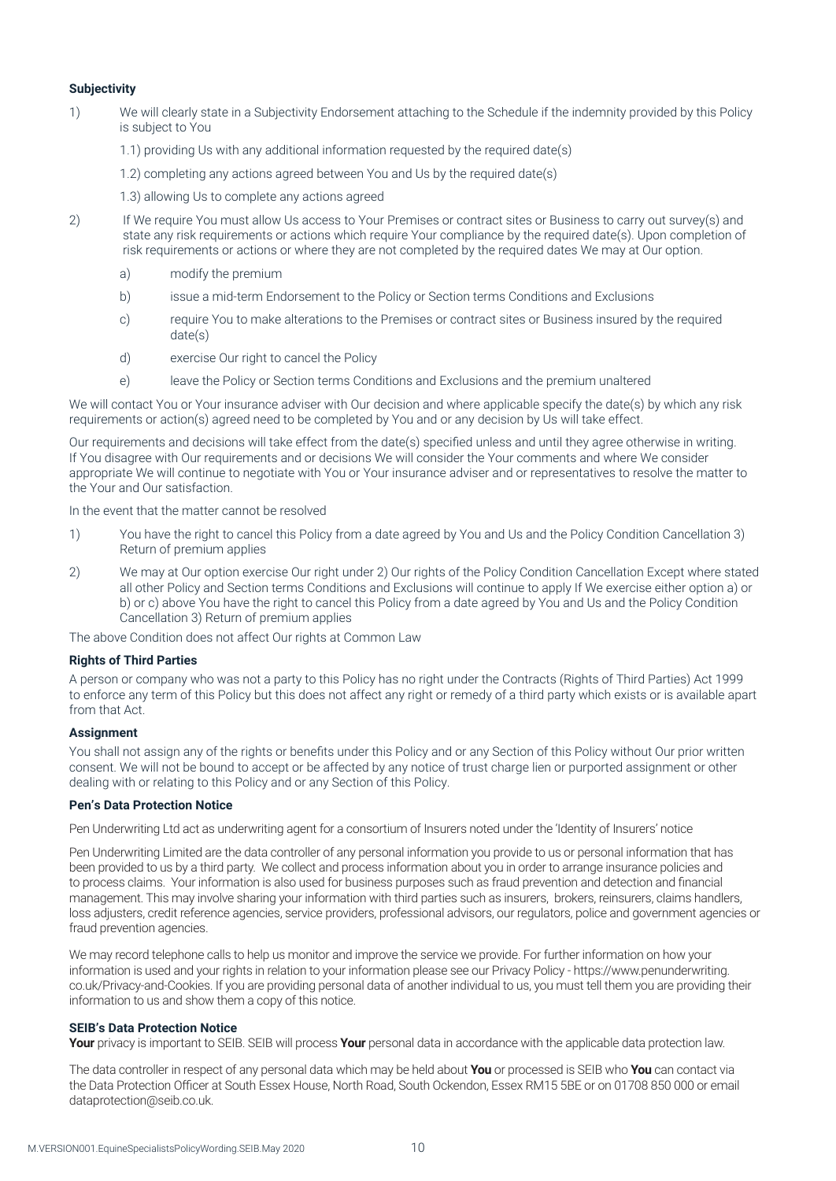**Subjectivity**

1) We will clearly state in a Subjectivity Endorsement attaching to the Schedule if the indemnity provided by this Policy is subject to You

   1.1) providing Us with any additional information requested by the required date(s)

   1.2) completing any actions agreed between You and Us by the required date(s)

   1.3) allowing Us to complete any actions agreed

2) If We require You must allow Us access to Your Premises or contract sites or Business to carry out survey(s) and state any risk requirements or actions which require Your compliance by the required date(s). Upon completion of risk requirements or actions or where they are not completed by the required dates We may at Our option.

   a) modify the premium

   b) issue a mid-term Endorsement to the Policy or Section terms Conditions and Exclusions

   c) require You to make alterations to the Premises or contract sites or Business insured by the required date(s)

   d) exercise Our right to cancel the Policy

   e) leave the Policy or Section terms Conditions and Exclusions and the premium unaltered

We will contact You or Your insurance adviser with Our decision and where applicable specify the date(s) by which any risk requirements or action(s) agreed need to be completed by You and or any decision by Us will take effect.

Our requirements and decisions will take effect from the date(s) specified unless and until they agree otherwise in writing. If You disagree with Our requirements and or decisions We will consider the Your comments and where We consider appropriate We will continue to negotiate with You or Your insurance adviser and or representatives to resolve the matter to the Your and Our satisfaction.

In the event that the matter cannot be resolved

1) You have the right to cancel this Policy from a date agreed by You and Us and the Policy Condition Cancellation 3) Return of premium applies

2) We may at Our option exercise Our right under 2) Our rights of the Policy Condition Cancellation Except where stated all other Policy and Section terms Conditions and Exclusions will continue to apply If We exercise either option a) or b) or c) above You have the right to cancel this Policy from a date agreed by You and Us and the Policy Condition Cancellation 3) Return of premium applies

The above Condition does not affect Our rights at Common Law

**Rights of Third Parties**

A person or company who was not a party to this Policy has no right under the Contracts (Rights of Third Parties) Act 1999 to enforce any term of this Policy but this does not affect any right or remedy of a third party which exists or is available apart from that Act.

**Assignment**

You shall not assign any of the rights or benefits under this Policy and or any Section of this Policy without Our prior written consent. We will not be bound to accept or be affected by any notice of trust charge lien or purported assignment or other dealing with or relating to this Policy and or any Section of this Policy.

**Pen's Data Protection Notice**

Pen Underwriting Ltd act as underwriting agent for a consortium of Insurers noted under the 'Identity of Insurers' notice

Pen Underwriting Limited are the data controller of any personal information you provide to us or personal information that has been provided to us by a third party. We collect and process information about you in order to arrange insurance policies and to process claims. Your information is also used for business purposes such as fraud prevention and detection and financial management. This may involve sharing your information with third parties such as insurers, brokers, reinsurers, claims handlers, loss adjusters, credit reference agencies, service providers, professional advisors, our regulators, police and government agencies or fraud prevention agencies.

We may record telephone calls to help us monitor and improve the service we provide. For further information on how your information is used and your rights in relation to your information please see our Privacy Policy - https://www.penunderwriting.co.uk/Privacy-and-Cookies. If you are providing personal data of another individual to us, you must tell them you are providing their information to us and show them a copy of this notice.

**SEIB's Data Protection Notice**

**Your** privacy is important to SEIB. SEIB will process **Your** personal data in accordance with the applicable data protection law.

The data controller in respect of any personal data which may be held about **You** or processed is SEIB who **You** can contact via the Data Protection Officer at South Essex House, North Road, South Ockendon, Essex RM15 5BE or on 01708 850 000 or email dataprotection@seib.co.uk.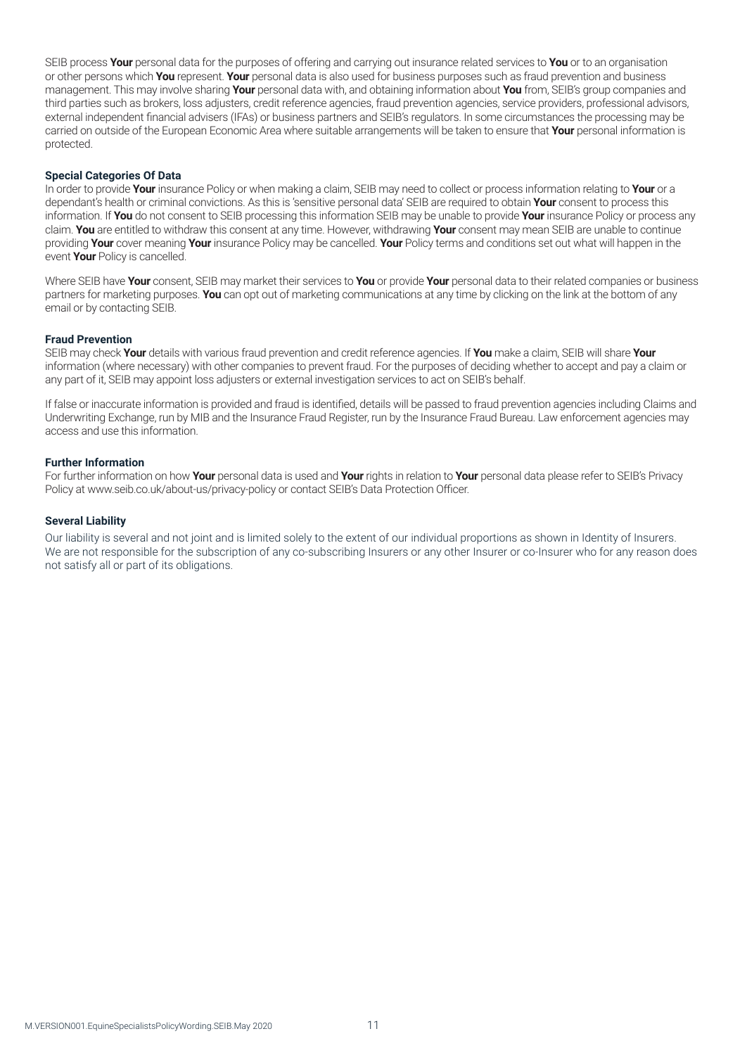SEIB process **Your** personal data for the purposes of offering and carrying out insurance related services to **You** or to an organisation or other persons which **You** represent. **Your** personal data is also used for business purposes such as fraud prevention and business management. This may involve sharing **Your** personal data with, and obtaining information about **You** from, SEIB's group companies and third parties such as brokers, loss adjusters, credit reference agencies, fraud prevention agencies, service providers, professional advisors, external independent financial advisers (IFAs) or business partners and SEIB's regulators. In some circumstances the processing may be carried on outside of the European Economic Area where suitable arrangements will be taken to ensure that **Your** personal information is protected.

**Special Categories Of Data**

In order to provide **Your** insurance Policy or when making a claim, SEIB may need to collect or process information relating to **Your** or a dependant's health or criminal convictions. As this is 'sensitive personal data' SEIB are required to obtain **Your** consent to process this information. If **You** do not consent to SEIB processing this information SEIB may be unable to provide **Your** insurance Policy or process any claim. **You** are entitled to withdraw this consent at any time. However, withdrawing **Your** consent may mean SEIB are unable to continue providing **Your** cover meaning **Your** insurance Policy may be cancelled. **Your** Policy terms and conditions set out what will happen in the event **Your** Policy is cancelled.

Where SEIB have **Your** consent, SEIB may market their services to **You** or provide **Your** personal data to their related companies or business partners for marketing purposes. **You** can opt out of marketing communications at any time by clicking on the link at the bottom of any email or by contacting SEIB.

**Fraud Prevention**

SEIB may check **Your** details with various fraud prevention and credit reference agencies. If **You** make a claim, SEIB will share **Your** information (where necessary) with other companies to prevent fraud. For the purposes of deciding whether to accept and pay a claim or any part of it, SEIB may appoint loss adjusters or external investigation services to act on SEIB's behalf.

If false or inaccurate information is provided and fraud is identified, details will be passed to fraud prevention agencies including Claims and Underwriting Exchange, run by MIB and the Insurance Fraud Register, run by the Insurance Fraud Bureau. Law enforcement agencies may access and use this information.

**Further Information**

For further information on how **Your** personal data is used and **Your** rights in relation to **Your** personal data please refer to SEIB's Privacy Policy at www.seib.co.uk/about-us/privacy-policy or contact SEIB's Data Protection Officer.

**Several Liability**

Our liability is several and not joint and is limited solely to the extent of our individual proportions as shown in Identity of Insurers. We are not responsible for the subscription of any co-subscribing Insurers or any other Insurer or co-Insurer who for any reason does not satisfy all or part of its obligations.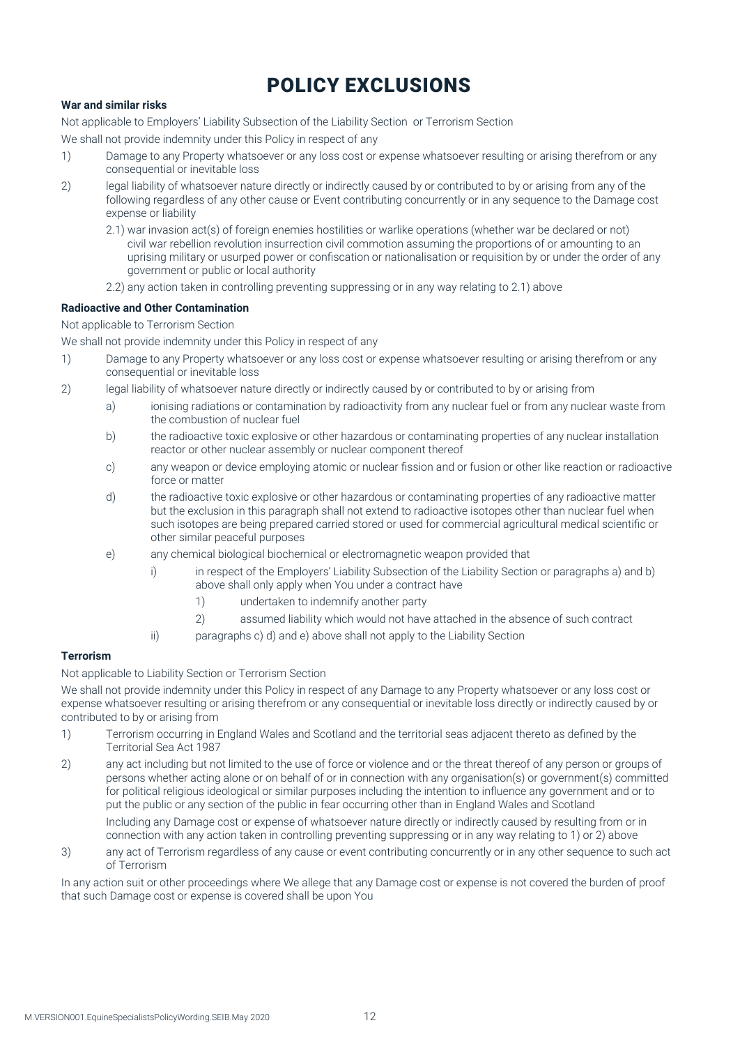# POLICY EXCLUSIONS

**War and similar risks**

Not applicable to Employers' Liability Subsection of the Liability Section or Terrorism Section

We shall not provide indemnity under this Policy in respect of any

1) Damage to any Property whatsoever or any loss cost or expense whatsoever resulting or arising therefrom or any consequential or inevitable loss
2) legal liability of whatsoever nature directly or indirectly caused by or contributed to by or arising from any of the following regardless of any other cause or Event contributing concurrently or in any sequence to the Damage cost expense or liability
   2.1) war invasion act(s) of foreign enemies hostilities or warlike operations (whether war be declared or not) civil war rebellion revolution insurrection civil commotion assuming the proportions of or amounting to an uprising military or usurped power or confiscation or nationalisation or requisition by or under the order of any government or public or local authority
   2.2) any action taken in controlling preventing suppressing or in any way relating to 2.1) above

**Radioactive and Other Contamination**

Not applicable to Terrorism Section

We shall not provide indemnity under this Policy in respect of any

1) Damage to any Property whatsoever or any loss cost or expense whatsoever resulting or arising therefrom or any consequential or inevitable loss
2) legal liability of whatsoever nature directly or indirectly caused by or contributed to by or arising from
   a) ionising radiations or contamination by radioactivity from any nuclear fuel or from any nuclear waste from the combustion of nuclear fuel
   b) the radioactive toxic explosive or other hazardous or contaminating properties of any nuclear installation reactor or other nuclear assembly or nuclear component thereof
   c) any weapon or device employing atomic or nuclear fission and or fusion or other like reaction or radioactive force or matter
   d) the radioactive toxic explosive or other hazardous or contaminating properties of any radioactive matter but the exclusion in this paragraph shall not extend to radioactive isotopes other than nuclear fuel when such isotopes are being prepared carried stored or used for commercial agricultural medical scientific or other similar peaceful purposes
   e) any chemical biological biochemical or electromagnetic weapon provided that
      i) in respect of the Employers' Liability Subsection of the Liability Section or paragraphs a) and b) above shall only apply when You under a contract have
         1) undertaken to indemnify another party
         2) assumed liability which would not have attached in the absence of such contract
      ii) paragraphs c) d) and e) above shall not apply to the Liability Section

**Terrorism**

Not applicable to Liability Section or Terrorism Section

We shall not provide indemnity under this Policy in respect of any Damage to any Property whatsoever or any loss cost or expense whatsoever resulting or arising therefrom or any consequential or inevitable loss directly or indirectly caused by or contributed to by or arising from

1) Terrorism occurring in England Wales and Scotland and the territorial seas adjacent thereto as defined by the Territorial Sea Act 1987
2) any act including but not limited to the use of force or violence and or the threat thereof of any person or groups of persons whether acting alone or on behalf of or in connection with any organisation(s) or government(s) committed for political religious ideological or similar purposes including the intention to influence any government and or to put the public or any section of the public in fear occurring other than in England Wales and Scotland

   Including any Damage cost or expense of whatsoever nature directly or indirectly caused by resulting from or in connection with any action taken in controlling preventing suppressing or in any way relating to 1) or 2) above
3) any act of Terrorism regardless of any cause or event contributing concurrently or in any other sequence to such act of Terrorism

In any action suit or other proceedings where We allege that any Damage cost or expense is not covered the burden of proof that such Damage cost or expense is covered shall be upon You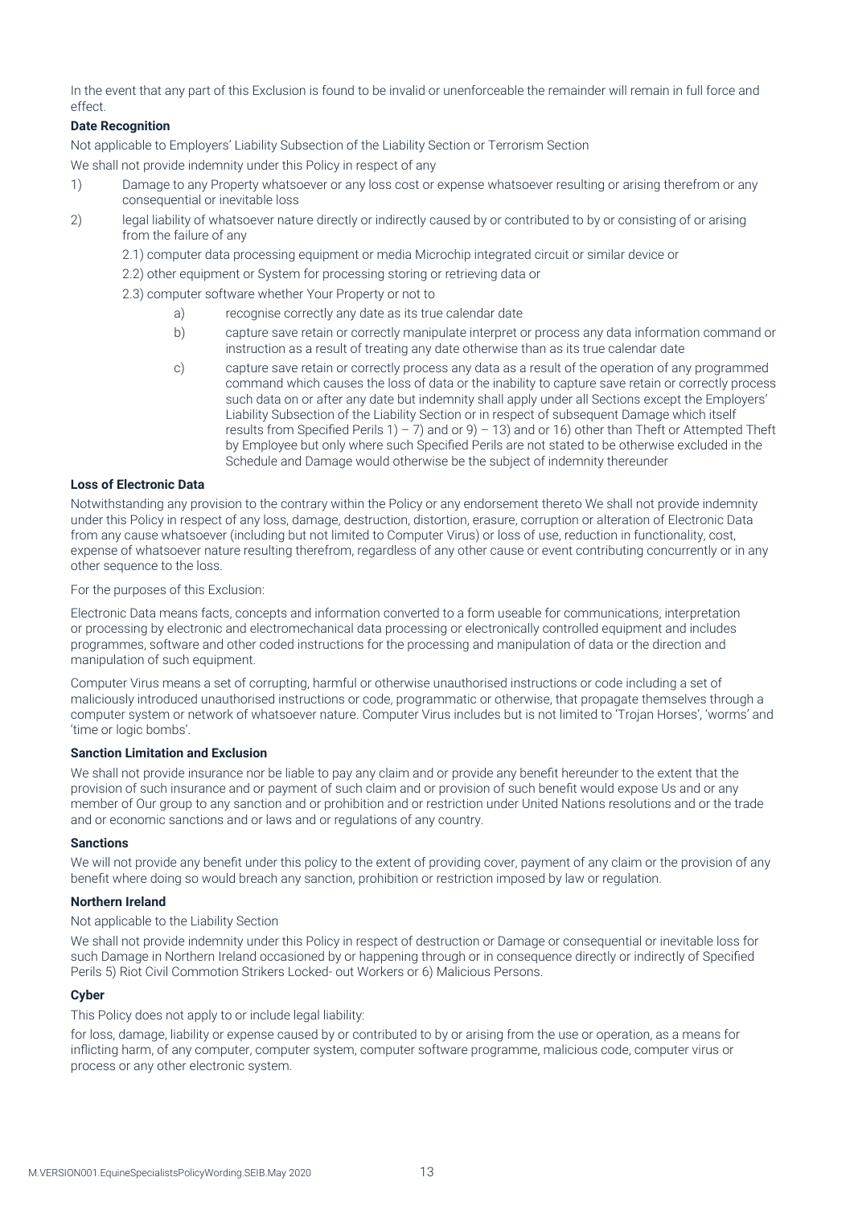In the event that any part of this Exclusion is found to be invalid or unenforceable the remainder will remain in full force and effect.

**Date Recognition**

Not applicable to Employers' Liability Subsection of the Liability Section or Terrorism Section

We shall not provide indemnity under this Policy in respect of any

1) Damage to any Property whatsoever or any loss cost or expense whatsoever resulting or arising therefrom or any consequential or inevitable loss
2) legal liability of whatsoever nature directly or indirectly caused by or contributed to by or consisting of or arising from the failure of any
   - 2.1) computer data processing equipment or media Microchip integrated circuit or similar device or
   - 2.2) other equipment or System for processing storing or retrieving data or
   - 2.3) computer software whether Your Property or not to
     - a) recognise correctly any date as its true calendar date
     - b) capture save retain or correctly manipulate interpret or process any data information command or instruction as a result of treating any date otherwise than as its true calendar date
     - c) capture save retain or correctly process any data as a result of the operation of any programmed command which causes the loss of data or the inability to capture save retain or correctly process such data on or after any date but indemnity shall apply under all Sections except the Employers' Liability Subsection of the Liability Section or in respect of subsequent Damage which itself results from Specified Perils 1) – 7) and or 9) – 13) and or 16) other than Theft or Attempted Theft by Employee but only where such Specified Perils are not stated to be otherwise excluded in the Schedule and Damage would otherwise be the subject of indemnity thereunder

**Loss of Electronic Data**

Notwithstanding any provision to the contrary within the Policy or any endorsement thereto We shall not provide indemnity under this Policy in respect of any loss, damage, destruction, distortion, erasure, corruption or alteration of Electronic Data from any cause whatsoever (including but not limited to Computer Virus) or loss of use, reduction in functionality, cost, expense of whatsoever nature resulting therefrom, regardless of any other cause or event contributing concurrently or in any other sequence to the loss.

For the purposes of this Exclusion:

Electronic Data means facts, concepts and information converted to a form useable for communications, interpretation or processing by electronic and electromechanical data processing or electronically controlled equipment and includes programmes, software and other coded instructions for the processing and manipulation of data or the direction and manipulation of such equipment.

Computer Virus means a set of corrupting, harmful or otherwise unauthorised instructions or code including a set of maliciously introduced unauthorised instructions or code, programmatic or otherwise, that propagate themselves through a computer system or network of whatsoever nature. Computer Virus includes but is not limited to 'Trojan Horses', 'worms' and 'time or logic bombs'.

**Sanction Limitation and Exclusion**

We shall not provide insurance nor be liable to pay any claim and or provide any benefit hereunder to the extent that the provision of such insurance and or payment of such claim and or provision of such benefit would expose Us and or any member of Our group to any sanction and or prohibition and or restriction under United Nations resolutions and or the trade and or economic sanctions and or laws and or regulations of any country.

**Sanctions**

We will not provide any benefit under this policy to the extent of providing cover, payment of any claim or the provision of any benefit where doing so would breach any sanction, prohibition or restriction imposed by law or regulation.

**Northern Ireland**

Not applicable to the Liability Section

We shall not provide indemnity under this Policy in respect of destruction or Damage or consequential or inevitable loss for such Damage in Northern Ireland occasioned by or happening through or in consequence directly or indirectly of Specified Perils 5) Riot Civil Commotion Strikers Locked- out Workers or 6) Malicious Persons.

**Cyber**

This Policy does not apply to or include legal liability:

for loss, damage, liability or expense caused by or contributed to by or arising from the use or operation, as a means for inflicting harm, of any computer, computer system, computer software programme, malicious code, computer virus or process or any other electronic system.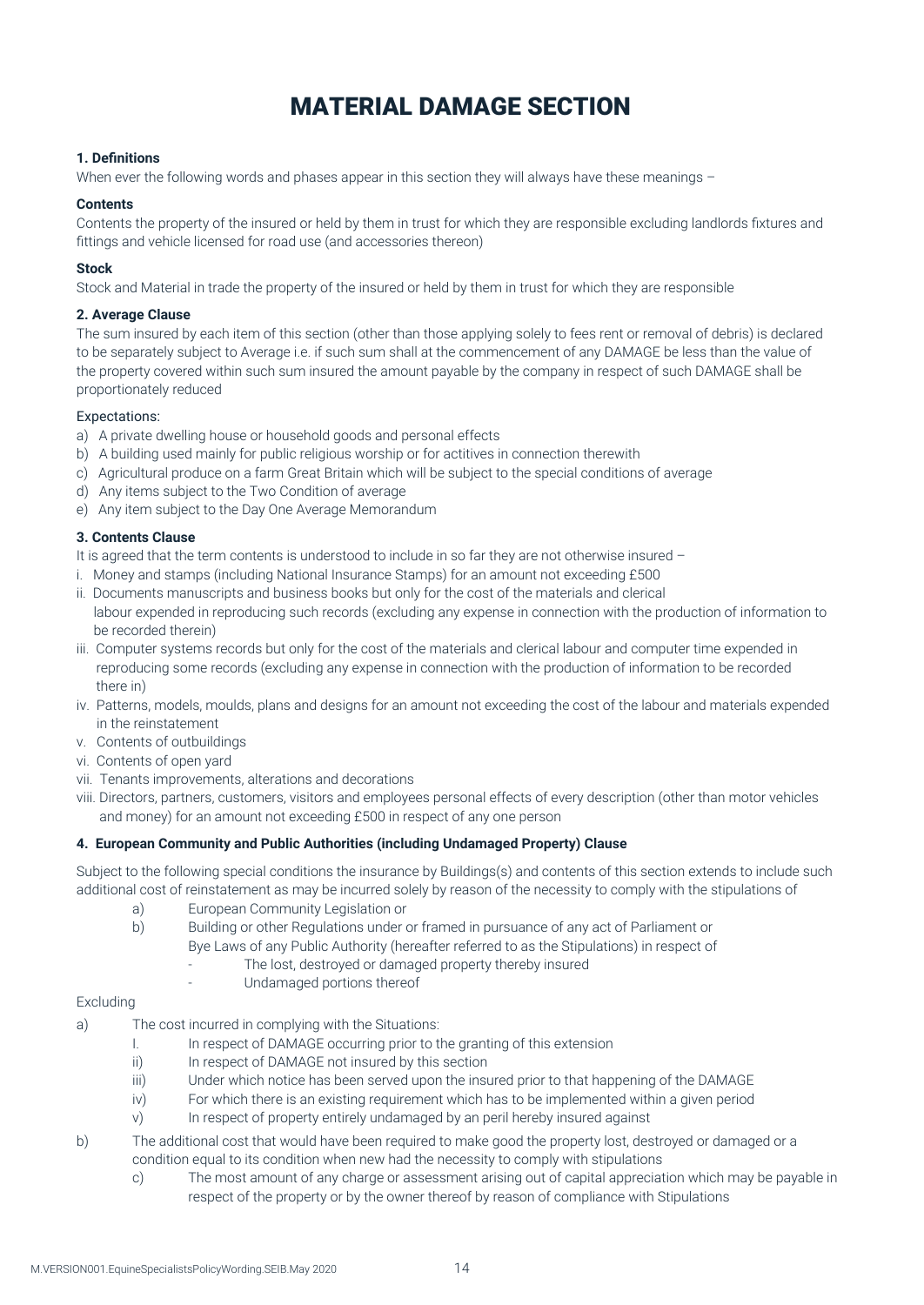# MATERIAL DAMAGE SECTION

**1. Definitions**

When ever the following words and phases appear in this section they will always have these meanings –

**Contents**

Contents the property of the insured or held by them in trust for which they are responsible excluding landlords fixtures and fittings and vehicle licensed for road use (and accessories thereon)

**Stock**

Stock and Material in trade the property of the insured or held by them in trust for which they are responsible

**2. Average Clause**

The sum insured by each item of this section (other than those applying solely to fees rent or removal of debris) is declared to be separately subject to Average i.e. if such sum shall at the commencement of any DAMAGE be less than the value of the property covered within such sum insured the amount payable by the company in respect of such DAMAGE shall be proportionately reduced

Expectations:

a) A private dwelling house or household goods and personal effects
b) A building used mainly for public religious worship or for actitives in connection therewith
c) Agricultural produce on a farm Great Britain which will be subject to the special conditions of average
d) Any items subject to the Two Condition of average
e) Any item subject to the Day One Average Memorandum

**3. Contents Clause**

It is agreed that the term contents is understood to include in so far they are not otherwise insured –

i. Money and stamps (including National Insurance Stamps) for an amount not exceeding £500
ii. Documents manuscripts and business books but only for the cost of the materials and clerical labour expended in reproducing such records (excluding any expense in connection with the production of information to be recorded therein)
iii. Computer systems records but only for the cost of the materials and clerical labour and computer time expended in reproducing some records (excluding any expense in connection with the production of information to be recorded there in)
iv. Patterns, models, moulds, plans and designs for an amount not exceeding the cost of the labour and materials expended in the reinstatement
v. Contents of outbuildings
vi. Contents of open yard
vii. Tenants improvements, alterations and decorations
viii. Directors, partners, customers, visitors and employees personal effects of every description (other than motor vehicles and money) for an amount not exceeding £500 in respect of any one person

**4. European Community and Public Authorities (including Undamaged Property) Clause**

Subject to the following special conditions the insurance by Buildings(s) and contents of this section extends to include such additional cost of reinstatement as may be incurred solely by reason of the necessity to comply with the stipulations of

a) European Community Legislation or
b) Building or other Regulations under or framed in pursuance of any act of Parliament or Bye Laws of any Public Authority (hereafter referred to as the Stipulations) in respect of
   - The lost, destroyed or damaged property thereby insured
   - Undamaged portions thereof

Excluding

a) The cost incurred in complying with the Situations:
   I. In respect of DAMAGE occurring prior to the granting of this extension
   ii) In respect of DAMAGE not insured by this section
   iii) Under which notice has been served upon the insured prior to that happening of the DAMAGE
   iv) For which there is an existing requirement which has to be implemented within a given period
   v) In respect of property entirely undamaged by an peril hereby insured against
b) The additional cost that would have been required to make good the property lost, destroyed or damaged or a condition equal to its condition when new had the necessity to comply with stipulations
   c) The most amount of any charge or assessment arising out of capital appreciation which may be payable in respect of the property or by the owner thereof by reason of compliance with Stipulations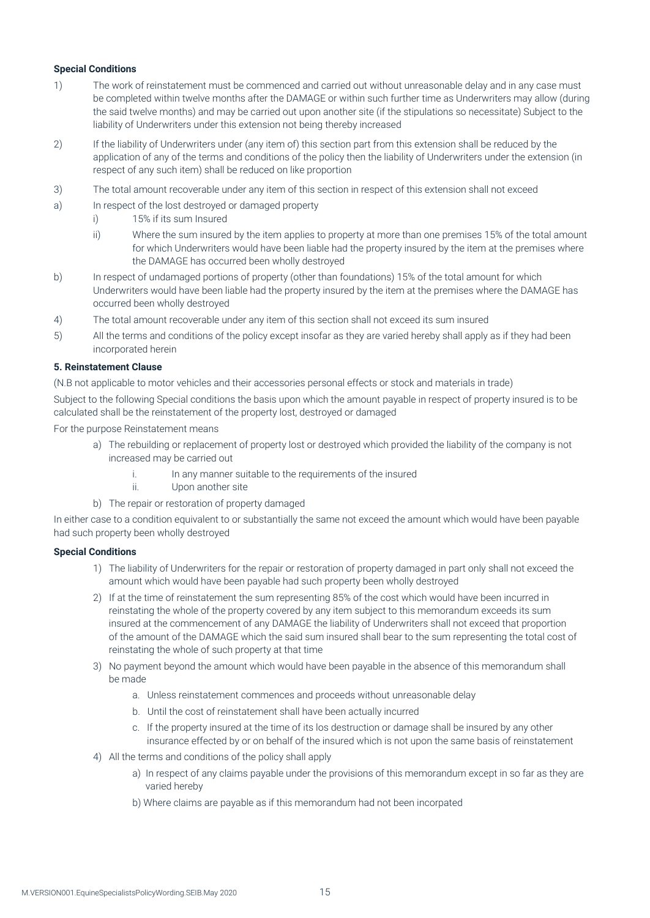**Special Conditions**

1) The work of reinstatement must be commenced and carried out without unreasonable delay and in any case must be completed within twelve months after the DAMAGE or within such further time as Underwriters may allow (during the said twelve months) and may be carried out upon another site (if the stipulations so necessitate) Subject to the liability of Underwriters under this extension not being thereby increased

2) If the liability of Underwriters under (any item of) this section part from this extension shall be reduced by the application of any of the terms and conditions of the policy then the liability of Underwriters under the extension (in respect of any such item) shall be reduced on like proportion

3) The total amount recoverable under any item of this section in respect of this extension shall not exceed

a) In respect of the lost destroyed or damaged property

   i) 15% if its sum Insured

   ii) Where the sum insured by the item applies to property at more than one premises 15% of the total amount for which Underwriters would have been liable had the property insured by the item at the premises where the DAMAGE has occurred been wholly destroyed

b) In respect of undamaged portions of property (other than foundations) 15% of the total amount for which Underwriters would have been liable had the property insured by the item at the premises where the DAMAGE has occurred been wholly destroyed

4) The total amount recoverable under any item of this section shall not exceed its sum insured

5) All the terms and conditions of the policy except insofar as they are varied hereby shall apply as if they had been incorporated herein

**5. Reinstatement Clause**

(N.B not applicable to motor vehicles and their accessories personal effects or stock and materials in trade)

Subject to the following Special conditions the basis upon which the amount payable in respect of property insured is to be calculated shall be the reinstatement of the property lost, destroyed or damaged

For the purpose Reinstatement means

a) The rebuilding or replacement of property lost or destroyed which provided the liability of the company is not increased may be carried out

   i. In any manner suitable to the requirements of the insured

   ii. Upon another site

b) The repair or restoration of property damaged

In either case to a condition equivalent to or substantially the same not exceed the amount which would have been payable had such property been wholly destroyed

**Special Conditions**

1) The liability of Underwriters for the repair or restoration of property damaged in part only shall not exceed the amount which would have been payable had such property been wholly destroyed

2) If at the time of reinstatement the sum representing 85% of the cost which would have been incurred in reinstating the whole of the property covered by any item subject to this memorandum exceeds its sum insured at the commencement of any DAMAGE the liability of Underwriters shall not exceed that proportion of the amount of the DAMAGE which the said sum insured shall bear to the sum representing the total cost of reinstating the whole of such property at that time

3) No payment beyond the amount which would have been payable in the absence of this memorandum shall be made

   a. Unless reinstatement commences and proceeds without unreasonable delay

   b. Until the cost of reinstatement shall have been actually incurred

   c. If the property insured at the time of its los destruction or damage shall be insured by any other insurance effected by or on behalf of the insured which is not upon the same basis of reinstatement

4) All the terms and conditions of the policy shall apply

   a) In respect of any claims payable under the provisions of this memorandum except in so far as they are varied hereby

   b) Where claims are payable as if this memorandum had not been incorpated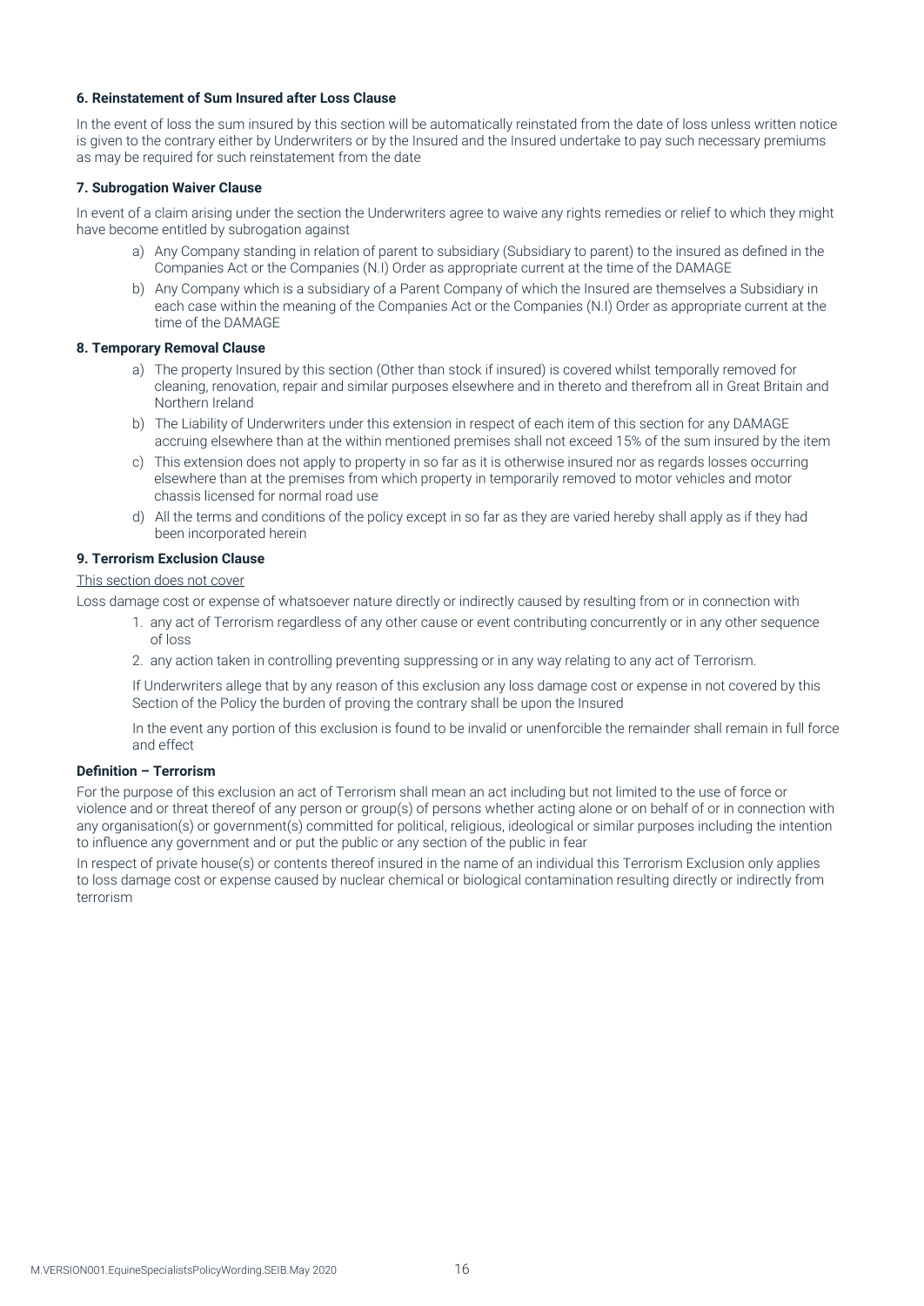**6. Reinstatement of Sum Insured after Loss Clause**

In the event of loss the sum insured by this section will be automatically reinstated from the date of loss unless written notice is given to the contrary either by Underwriters or by the Insured and the Insured undertake to pay such necessary premiums as may be required for such reinstatement from the date

**7. Subrogation Waiver Clause**

In event of a claim arising under the section the Underwriters agree to waive any rights remedies or relief to which they might have become entitled by subrogation against

a) Any Company standing in relation of parent to subsidiary (Subsidiary to parent) to the insured as defined in the Companies Act or the Companies (N.I) Order as appropriate current at the time of the DAMAGE
b) Any Company which is a subsidiary of a Parent Company of which the Insured are themselves a Subsidiary in each case within the meaning of the Companies Act or the Companies (N.I) Order as appropriate current at the time of the DAMAGE

**8. Temporary Removal Clause**

a) The property Insured by this section (Other than stock if insured) is covered whilst temporally removed for cleaning, renovation, repair and similar purposes elsewhere and in thereto and therefrom all in Great Britain and Northern Ireland
b) The Liability of Underwriters under this extension in respect of each item of this section for any DAMAGE accruing elsewhere than at the within mentioned premises shall not exceed 15% of the sum insured by the item
c) This extension does not apply to property in so far as it is otherwise insured nor as regards losses occurring elsewhere than at the premises from which property in temporarily removed to motor vehicles and motor chassis licensed for normal road use
d) All the terms and conditions of the policy except in so far as they are varied hereby shall apply as if they had been incorporated herein

**9. Terrorism Exclusion Clause**

This section does not cover

Loss damage cost or expense of whatsoever nature directly or indirectly caused by resulting from or in connection with

1. any act of Terrorism regardless of any other cause or event contributing concurrently or in any other sequence of loss
2. any action taken in controlling preventing suppressing or in any way relating to any act of Terrorism.

If Underwriters allege that by any reason of this exclusion any loss damage cost or expense in not covered by this Section of the Policy the burden of proving the contrary shall be upon the Insured

In the event any portion of this exclusion is found to be invalid or unenforcible the remainder shall remain in full force and effect

**Definition – Terrorism**

For the purpose of this exclusion an act of Terrorism shall mean an act including but not limited to the use of force or violence and or threat thereof of any person or group(s) of persons whether acting alone or on behalf of or in connection with any organisation(s) or government(s) committed for political, religious, ideological or similar purposes including the intention to influence any government and or put the public or any section of the public in fear

In respect of private house(s) or contents thereof insured in the name of an individual this Terrorism Exclusion only applies to loss damage cost or expense caused by nuclear chemical or biological contamination resulting directly or indirectly from terrorism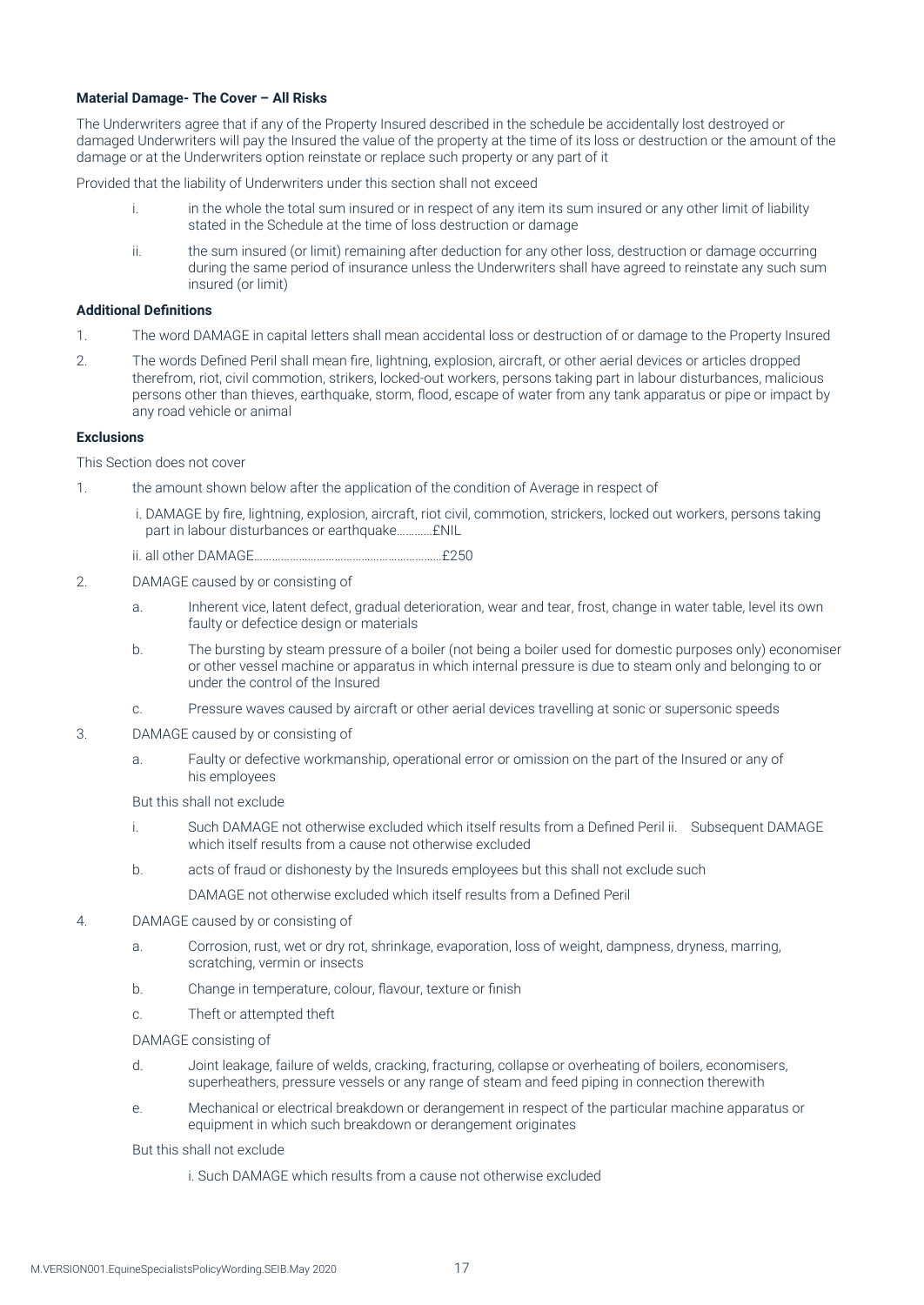**Material Damage- The Cover – All Risks**

The Underwriters agree that if any of the Property Insured described in the schedule be accidentally lost destroyed or damaged Underwriters will pay the Insured the value of the property at the time of its loss or destruction or the amount of the damage or at the Underwriters option reinstate or replace such property or any part of it

Provided that the liability of Underwriters under this section shall not exceed

i. in the whole the total sum insured or in respect of any item its sum insured or any other limit of liability stated in the Schedule at the time of loss destruction or damage

ii. the sum insured (or limit) remaining after deduction for any other loss, destruction or damage occurring during the same period of insurance unless the Underwriters shall have agreed to reinstate any such sum insured (or limit)

**Additional Definitions**

1. The word DAMAGE in capital letters shall mean accidental loss or destruction of or damage to the Property Insured

2. The words Defined Peril shall mean fire, lightning, explosion, aircraft, or other aerial devices or articles dropped therefrom, riot, civil commotion, strikers, locked-out workers, persons taking part in labour disturbances, malicious persons other than thieves, earthquake, storm, flood, escape of water from any tank apparatus or pipe or impact by any road vehicle or animal

**Exclusions**

This Section does not cover

1. the amount shown below after the application of the condition of Average in respect of

   i. DAMAGE by fire, lightning, explosion, aircraft, riot civil, commotion, strickers, locked out workers, persons taking part in labour disturbances or earthquake…………£NIL

   ii. all other DAMAGE………………………………………………………£250

2. DAMAGE caused by or consisting of

   a. Inherent vice, latent defect, gradual deterioration, wear and tear, frost, change in water table, level its own faulty or defectice design or materials

   b. The bursting by steam pressure of a boiler (not being a boiler used for domestic purposes only) economiser or other vessel machine or apparatus in which internal pressure is due to steam only and belonging to or under the control of the Insured

   c. Pressure waves caused by aircraft or other aerial devices travelling at sonic or supersonic speeds

3. DAMAGE caused by or consisting of

   a. Faulty or defective workmanship, operational error or omission on the part of the Insured or any of his employees

   But this shall not exclude

   i. Such DAMAGE not otherwise excluded which itself results from a Defined Peril ii. Subsequent DAMAGE which itself results from a cause not otherwise excluded

   b. acts of fraud or dishonesty by the Insureds employees but this shall not exclude such

   DAMAGE not otherwise excluded which itself results from a Defined Peril

4. DAMAGE caused by or consisting of

   a. Corrosion, rust, wet or dry rot, shrinkage, evaporation, loss of weight, dampness, dryness, marring, scratching, vermin or insects

   b. Change in temperature, colour, flavour, texture or finish

   c. Theft or attempted theft

   DAMAGE consisting of

   d. Joint leakage, failure of welds, cracking, fracturing, collapse or overheating of boilers, economisers, superheathers, pressure vessels or any range of steam and feed piping in connection therewith

   e. Mechanical or electrical breakdown or derangement in respect of the particular machine apparatus or equipment in which such breakdown or derangement originates

   But this shall not exclude

   i. Such DAMAGE which results from a cause not otherwise excluded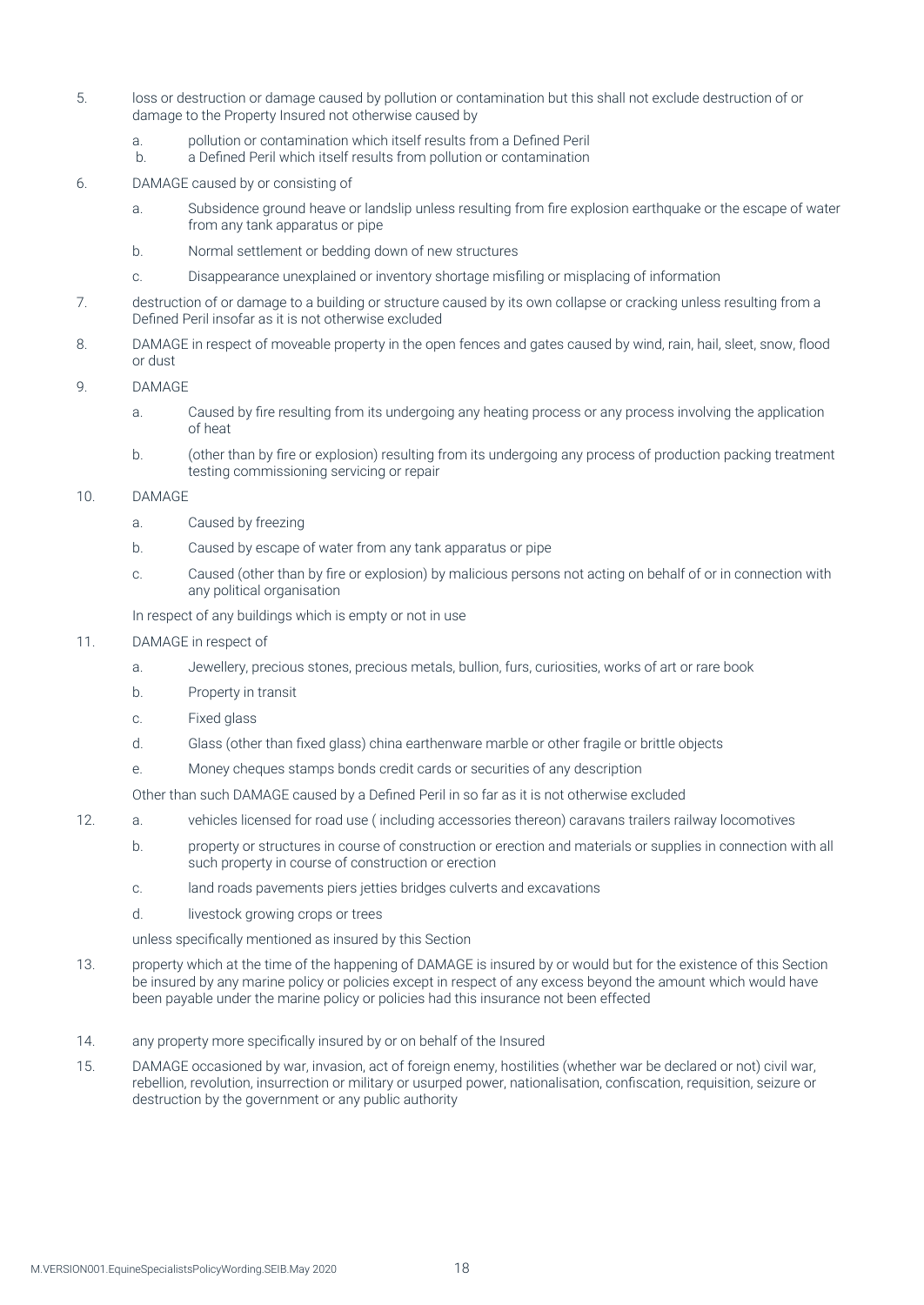5. loss or destruction or damage caused by pollution or contamination but this shall not exclude destruction of or damage to the Property Insured not otherwise caused by

   a. pollution or contamination which itself results from a Defined Peril
   b. a Defined Peril which itself results from pollution or contamination

6. DAMAGE caused by or consisting of

   a. Subsidence ground heave or landslip unless resulting from fire explosion earthquake or the escape of water from any tank apparatus or pipe

   b. Normal settlement or bedding down of new structures

   c. Disappearance unexplained or inventory shortage misfiling or misplacing of information

7. destruction of or damage to a building or structure caused by its own collapse or cracking unless resulting from a Defined Peril insofar as it is not otherwise excluded

8. DAMAGE in respect of moveable property in the open fences and gates caused by wind, rain, hail, sleet, snow, flood or dust

9. DAMAGE

   a. Caused by fire resulting from its undergoing any heating process or any process involving the application of heat

   b. (other than by fire or explosion) resulting from its undergoing any process of production packing treatment testing commissioning servicing or repair

10. DAMAGE

    a. Caused by freezing

    b. Caused by escape of water from any tank apparatus or pipe

    c. Caused (other than by fire or explosion) by malicious persons not acting on behalf of or in connection with any political organisation

    In respect of any buildings which is empty or not in use

11. DAMAGE in respect of

    a. Jewellery, precious stones, precious metals, bullion, furs, curiosities, works of art or rare book

    b. Property in transit

    c. Fixed glass

    d. Glass (other than fixed glass) china earthenware marble or other fragile or brittle objects

    e. Money cheques stamps bonds credit cards or securities of any description

    Other than such DAMAGE caused by a Defined Peril in so far as it is not otherwise excluded

12. a. vehicles licensed for road use ( including accessories thereon) caravans trailers railway locomotives

    b. property or structures in course of construction or erection and materials or supplies in connection with all such property in course of construction or erection

    c. land roads pavements piers jetties bridges culverts and excavations

    d. livestock growing crops or trees

    unless specifically mentioned as insured by this Section

13. property which at the time of the happening of DAMAGE is insured by or would but for the existence of this Section be insured by any marine policy or policies except in respect of any excess beyond the amount which would have been payable under the marine policy or policies had this insurance not been effected

14. any property more specifically insured by or on behalf of the Insured

15. DAMAGE occasioned by war, invasion, act of foreign enemy, hostilities (whether war be declared or not) civil war, rebellion, revolution, insurrection or military or usurped power, nationalisation, confiscation, requisition, seizure or destruction by the government or any public authority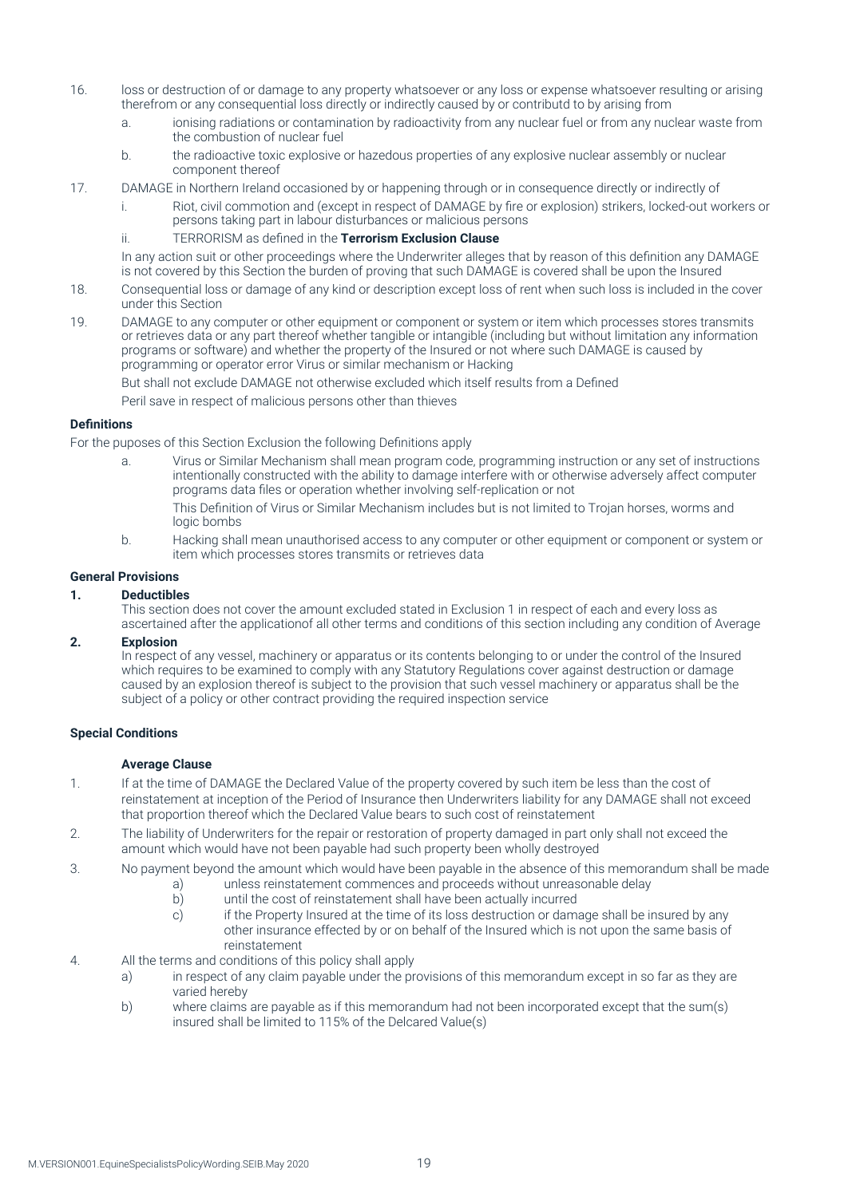16. loss or destruction of or damage to any property whatsoever or any loss or expense whatsoever resulting or arising therefrom or any consequential loss directly or indirectly caused by or contributd to by arising from

    a. ionising radiations or contamination by radioactivity from any nuclear fuel or from any nuclear waste from the combustion of nuclear fuel

    b. the radioactive toxic explosive or hazedous properties of any explosive nuclear assembly or nuclear component thereof

17. DAMAGE in Northern Ireland occasioned by or happening through or in consequence directly or indirectly of

    i. Riot, civil commotion and (except in respect of DAMAGE by fire or explosion) strikers, locked-out workers or persons taking part in labour disturbances or malicious persons

    ii. TERRORISM as defined in the **Terrorism Exclusion Clause**

    In any action suit or other proceedings where the Underwriter alleges that by reason of this definition any DAMAGE is not covered by this Section the burden of proving that such DAMAGE is covered shall be upon the Insured

18. Consequential loss or damage of any kind or description except loss of rent when such loss is included in the cover under this Section

19. DAMAGE to any computer or other equipment or component or system or item which processes stores transmits or retrieves data or any part thereof whether tangible or intangible (including but without limitation any information programs or software) and whether the property of the Insured or not where such DAMAGE is caused by programming or operator error Virus or similar mechanism or Hacking

    But shall not exclude DAMAGE not otherwise excluded which itself results from a Defined

    Peril save in respect of malicious persons other than thieves

**Definitions**

For the puposes of this Section Exclusion the following Definitions apply

a. Virus or Similar Mechanism shall mean program code, programming instruction or any set of instructions intentionally constructed with the ability to damage interfere with or otherwise adversely affect computer programs data files or operation whether involving self-replication or not

   This Definition of Virus or Similar Mechanism includes but is not limited to Trojan horses, worms and logic bombs

b. Hacking shall mean unauthorised access to any computer or other equipment or component or system or item which processes stores transmits or retrieves data

**General Provisions**

**1. Deductibles**

This section does not cover the amount excluded stated in Exclusion 1 in respect of each and every loss as ascertained after the applicationof all other terms and conditions of this section including any condition of Average

**2. Explosion**

In respect of any vessel, machinery or apparatus or its contents belonging to or under the control of the Insured which requires to be examined to comply with any Statutory Regulations cover against destruction or damage caused by an explosion thereof is subject to the provision that such vessel machinery or apparatus shall be the subject of a policy or other contract providing the required inspection service

**Special Conditions**

**Average Clause**

1. If at the time of DAMAGE the Declared Value of the property covered by such item be less than the cost of reinstatement at inception of the Period of Insurance then Underwriters liability for any DAMAGE shall not exceed that proportion thereof which the Declared Value bears to such cost of reinstatement

2. The liability of Underwriters for the repair or restoration of property damaged in part only shall not exceed the amount which would have not been payable had such property been wholly destroyed

3. No payment beyond the amount which would have been payable in the absence of this memorandum shall be made

   a) unless reinstatement commences and proceeds without unreasonable delay

   b) until the cost of reinstatement shall have been actually incurred

   c) if the Property Insured at the time of its loss destruction or damage shall be insured by any other insurance effected by or on behalf of the Insured which is not upon the same basis of reinstatement

4. All the terms and conditions of this policy shall apply

   a) in respect of any claim payable under the provisions of this memorandum except in so far as they are varied hereby

   b) where claims are payable as if this memorandum had not been incorporated except that the sum(s) insured shall be limited to 115% of the Delcared Value(s)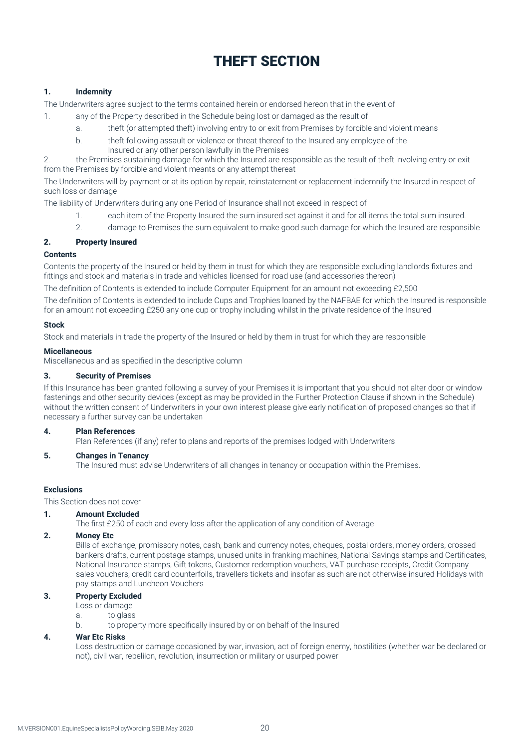# THEFT SECTION

**1. Indemnity**

The Underwriters agree subject to the terms contained herein or endorsed hereon that in the event of

1. any of the Property described in the Schedule being lost or damaged as the result of
   a. theft (or attempted theft) involving entry to or exit from Premises by forcible and violent means
   b. theft following assault or violence or threat thereof to the Insured any employee of the Insured or any other person lawfully in the Premises
2. the Premises sustaining damage for which the Insured are responsible as the result of theft involving entry or exit from the Premises by forcible and violent meants or any attempt thereat

The Underwriters will by payment or at its option by repair, reinstatement or replacement indemnify the Insured in respect of such loss or damage

The liability of Underwriters during any one Period of Insurance shall not exceed in respect of

1. each item of the Property Insured the sum insured set against it and for all items the total sum insured.
2. damage to Premises the sum equivalent to make good such damage for which the Insured are responsible

**2. Property Insured**

**Contents**

Contents the property of the Insured or held by them in trust for which they are responsible excluding landlords fixtures and fittings and stock and materials in trade and vehicles licensed for road use (and accessories thereon)

The definition of Contents is extended to include Computer Equipment for an amount not exceeding £2,500

The definition of Contents is extended to include Cups and Trophies loaned by the NAFBAE for which the Insured is responsible for an amount not exceeding £250 any one cup or trophy including whilst in the private residence of the Insured

**Stock**

Stock and materials in trade the property of the Insured or held by them in trust for which they are responsible

**Micellaneous**

Miscellaneous and as specified in the descriptive column

**3. Security of Premises**

If this Insurance has been granted following a survey of your Premises it is important that you should not alter door or window fastenings and other security devices (except as may be provided in the Further Protection Clause if shown in the Schedule) without the written consent of Underwriters in your own interest please give early notification of proposed changes so that if necessary a further survey can be undertaken

**4. Plan References**

Plan References (if any) refer to plans and reports of the premises lodged with Underwriters

**5. Changes in Tenancy**

The Insured must advise Underwriters of all changes in tenancy or occupation within the Premises.

**Exclusions**

This Section does not cover

**1. Amount Excluded**

The first £250 of each and every loss after the application of any condition of Average

**2. Money Etc**

Bills of exchange, promissory notes, cash, bank and currency notes, cheques, postal orders, money orders, crossed bankers drafts, current postage stamps, unused units in franking machines, National Savings stamps and Certificates, National Insurance stamps, Gift tokens, Customer redemption vouchers, VAT purchase receipts, Credit Company sales vouchers, credit card counterfoils, travellers tickets and insofar as such are not otherwise insured Holidays with pay stamps and Luncheon Vouchers

**3. Property Excluded**

Loss or damage

a. to glass
b. to property more specifically insured by or on behalf of the Insured

**4. War Etc Risks**

Loss destruction or damage occasioned by war, invasion, act of foreign enemy, hostilities (whether war be declared or not), civil war, rebeliion, revolution, insurrection or military or usurped power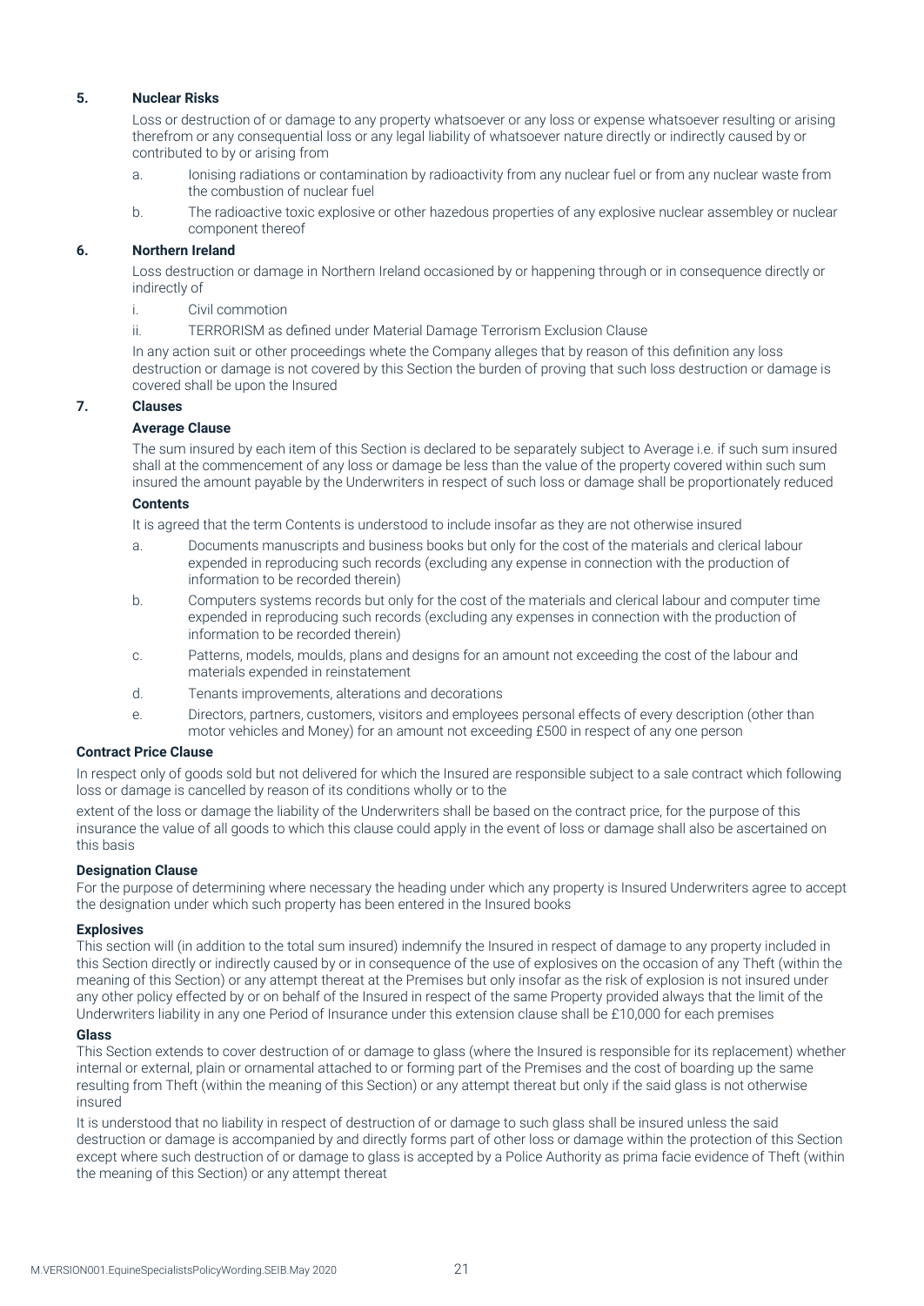**5. Nuclear Risks**

Loss or destruction of or damage to any property whatsoever or any loss or expense whatsoever resulting or arising therefrom or any consequential loss or any legal liability of whatsoever nature directly or indirectly caused by or contributed to by or arising from

a. Ionising radiations or contamination by radioactivity from any nuclear fuel or from any nuclear waste from the combustion of nuclear fuel

b. The radioactive toxic explosive or other hazedous properties of any explosive nuclear assembley or nuclear component thereof

**6. Northern Ireland**

Loss destruction or damage in Northern Ireland occasioned by or happening through or in consequence directly or indirectly of

i. Civil commotion

ii. TERRORISM as defined under Material Damage Terrorism Exclusion Clause

In any action suit or other proceedings whete the Company alleges that by reason of this definition any loss destruction or damage is not covered by this Section the burden of proving that such loss destruction or damage is covered shall be upon the Insured

**7. Clauses**

**Average Clause**

The sum insured by each item of this Section is declared to be separately subject to Average i.e. if such sum insured shall at the commencement of any loss or damage be less than the value of the property covered within such sum insured the amount payable by the Underwriters in respect of such loss or damage shall be proportionately reduced

**Contents**

It is agreed that the term Contents is understood to include insofar as they are not otherwise insured

a. Documents manuscripts and business books but only for the cost of the materials and clerical labour expended in reproducing such records (excluding any expense in connection with the production of information to be recorded therein)

b. Computers systems records but only for the cost of the materials and clerical labour and computer time expended in reproducing such records (excluding any expenses in connection with the production of information to be recorded therein)

c. Patterns, models, moulds, plans and designs for an amount not exceeding the cost of the labour and materials expended in reinstatement

d. Tenants improvements, alterations and decorations

e. Directors, partners, customers, visitors and employees personal effects of every description (other than motor vehicles and Money) for an amount not exceeding £500 in respect of any one person

**Contract Price Clause**

In respect only of goods sold but not delivered for which the Insured are responsible subject to a sale contract which following loss or damage is cancelled by reason of its conditions wholly or to the

extent of the loss or damage the liability of the Underwriters shall be based on the contract price, for the purpose of this insurance the value of all goods to which this clause could apply in the event of loss or damage shall also be ascertained on this basis

**Designation Clause**

For the purpose of determining where necessary the heading under which any property is Insured Underwriters agree to accept the designation under which such property has been entered in the Insured books

**Explosives**

This section will (in addition to the total sum insured) indemnify the Insured in respect of damage to any property included in this Section directly or indirectly caused by or in consequence of the use of explosives on the occasion of any Theft (within the meaning of this Section) or any attempt thereat at the Premises but only insofar as the risk of explosion is not insured under any other policy effected by or on behalf of the Insured in respect of the same Property provided always that the limit of the Underwriters liability in any one Period of Insurance under this extension clause shall be £10,000 for each premises

**Glass**

This Section extends to cover destruction of or damage to glass (where the Insured is responsible for its replacement) whether internal or external, plain or ornamental attached to or forming part of the Premises and the cost of boarding up the same resulting from Theft (within the meaning of this Section) or any attempt thereat but only if the said glass is not otherwise insured

It is understood that no liability in respect of destruction of or damage to such glass shall be insured unless the said destruction or damage is accompanied by and directly forms part of other loss or damage within the protection of this Section except where such destruction of or damage to glass is accepted by a Police Authority as prima facie evidence of Theft (within the meaning of this Section) or any attempt thereat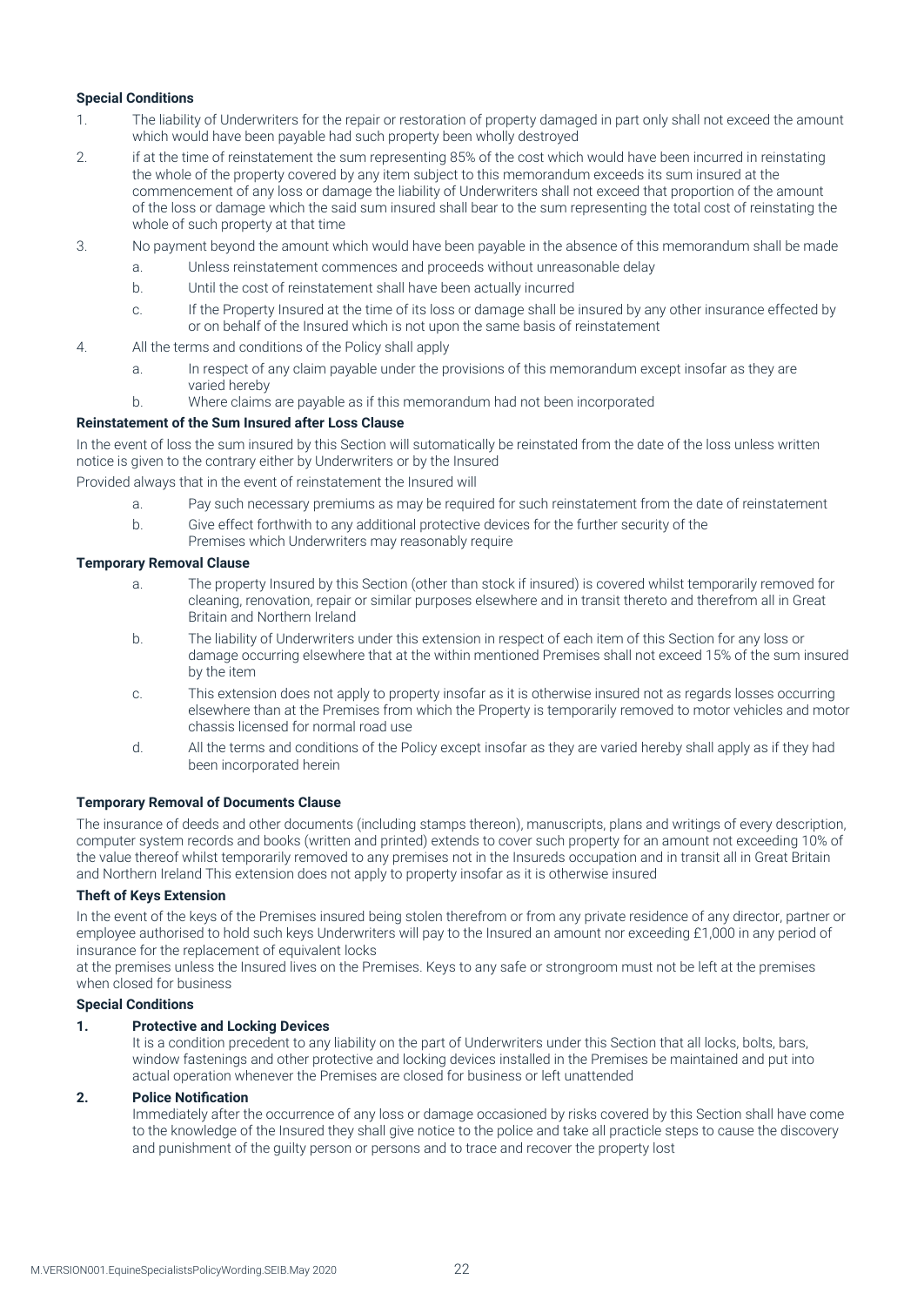**Special Conditions**

1. The liability of Underwriters for the repair or restoration of property damaged in part only shall not exceed the amount which would have been payable had such property been wholly destroyed
2. if at the time of reinstatement the sum representing 85% of the cost which would have been incurred in reinstating the whole of the property covered by any item subject to this memorandum exceeds its sum insured at the commencement of any loss or damage the liability of Underwriters shall not exceed that proportion of the amount of the loss or damage which the said sum insured shall bear to the sum representing the total cost of reinstating the whole of such property at that time
3. No payment beyond the amount which would have been payable in the absence of this memorandum shall be made
   a. Unless reinstatement commences and proceeds without unreasonable delay
   b. Until the cost of reinstatement shall have been actually incurred
   c. If the Property Insured at the time of its loss or damage shall be insured by any other insurance effected by or on behalf of the Insured which is not upon the same basis of reinstatement
4. All the terms and conditions of the Policy shall apply
   a. In respect of any claim payable under the provisions of this memorandum except insofar as they are varied hereby
   b. Where claims are payable as if this memorandum had not been incorporated

**Reinstatement of the Sum Insured after Loss Clause**

In the event of loss the sum insured by this Section will sutomatically be reinstated from the date of the loss unless written notice is given to the contrary either by Underwriters or by the Insured

Provided always that in the event of reinstatement the Insured will

a. Pay such necessary premiums as may be required for such reinstatement from the date of reinstatement
b. Give effect forthwith to any additional protective devices for the further security of the Premises which Underwriters may reasonably require

**Temporary Removal Clause**

a. The property Insured by this Section (other than stock if insured) is covered whilst temporarily removed for cleaning, renovation, repair or similar purposes elsewhere and in transit thereto and therefrom all in Great Britain and Northern Ireland
b. The liability of Underwriters under this extension in respect of each item of this Section for any loss or damage occurring elsewhere that at the within mentioned Premises shall not exceed 15% of the sum insured by the item
c. This extension does not apply to property insofar as it is otherwise insured not as regards losses occurring elsewhere than at the Premises from which the Property is temporarily removed to motor vehicles and motor chassis licensed for normal road use
d. All the terms and conditions of the Policy except insofar as they are varied hereby shall apply as if they had been incorporated herein

**Temporary Removal of Documents Clause**

The insurance of deeds and other documents (including stamps thereon), manuscripts, plans and writings of every description, computer system records and books (written and printed) extends to cover such property for an amount not exceeding 10% of the value thereof whilst temporarily removed to any premises not in the Insureds occupation and in transit all in Great Britain and Northern Ireland This extension does not apply to property insofar as it is otherwise insured

**Theft of Keys Extension**

In the event of the keys of the Premises insured being stolen therefrom or from any private residence of any director, partner or employee authorised to hold such keys Underwriters will pay to the Insured an amount nor exceeding £1,000 in any period of insurance for the replacement of equivalent locks

at the premises unless the Insured lives on the Premises. Keys to any safe or strongroom must not be left at the premises when closed for business

**Special Conditions**

**1. Protective and Locking Devices**

It is a condition precedent to any liability on the part of Underwriters under this Section that all locks, bolts, bars, window fastenings and other protective and locking devices installed in the Premises be maintained and put into actual operation whenever the Premises are closed for business or left unattended

**2. Police Notification**

Immediately after the occurrence of any loss or damage occasioned by risks covered by this Section shall have come to the knowledge of the Insured they shall give notice to the police and take all practicle steps to cause the discovery and punishment of the guilty person or persons and to trace and recover the property lost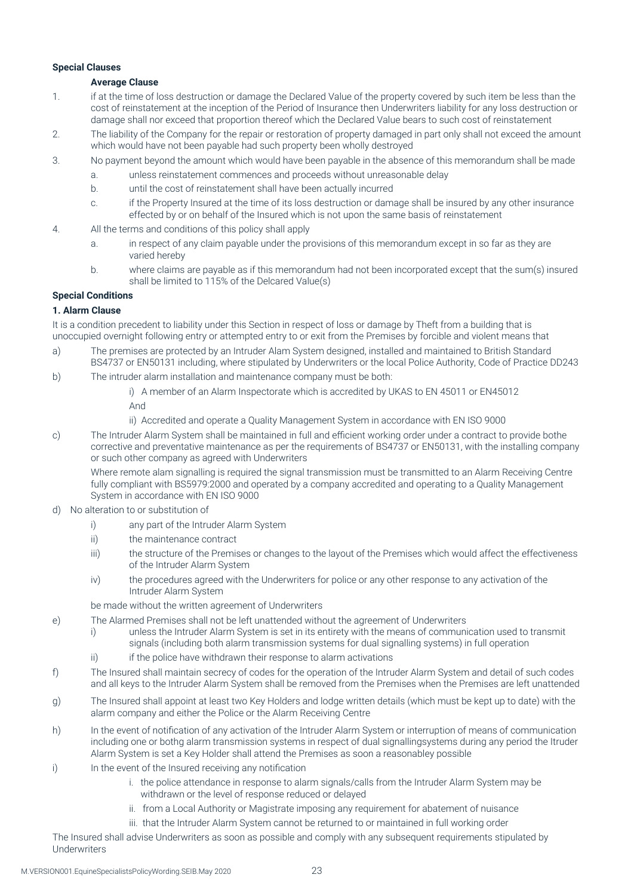**Special Clauses**

**Average Clause**

1. if at the time of loss destruction or damage the Declared Value of the property covered by such item be less than the cost of reinstatement at the inception of the Period of Insurance then Underwriters liability for any loss destruction or damage shall nor exceed that proportion thereof which the Declared Value bears to such cost of reinstatement
2. The liability of the Company for the repair or restoration of property damaged in part only shall not exceed the amount which would have not been payable had such property been wholly destroyed
3. No payment beyond the amount which would have been payable in the absence of this memorandum shall be made
   a. unless reinstatement commences and proceeds without unreasonable delay
   b. until the cost of reinstatement shall have been actually incurred
   c. if the Property Insured at the time of its loss destruction or damage shall be insured by any other insurance effected by or on behalf of the Insured which is not upon the same basis of reinstatement
4. All the terms and conditions of this policy shall apply
   a. in respect of any claim payable under the provisions of this memorandum except in so far as they are varied hereby
   b. where claims are payable as if this memorandum had not been incorporated except that the sum(s) insured shall be limited to 115% of the Delcared Value(s)

**Special Conditions**

**1. Alarm Clause**

It is a condition precedent to liability under this Section in respect of loss or damage by Theft from a building that is unoccupied overnight following entry or attempted entry to or exit from the Premises by forcible and violent means that

a) The premises are protected by an Intruder Alam System designed, installed and maintained to British Standard BS4737 or EN50131 including, where stipulated by Underwriters or the local Police Authority, Code of Practice DD243

b) The intruder alarm installation and maintenance company must be both:

   i) A member of an Alarm Inspectorate which is accredited by UKAS to EN 45011 or EN45012

   And

   ii) Accredited and operate a Quality Management System in accordance with EN ISO 9000

c) The Intruder Alarm System shall be maintained in full and efficient working order under a contract to provide bothe corrective and preventative maintenance as per the requirements of BS4737 or EN50131, with the installing company or such other company as agreed with Underwriters

   Where remote alam signalling is required the signal transmission must be transmitted to an Alarm Receiving Centre fully compliant with BS5979:2000 and operated by a company accredited and operating to a Quality Management System in accordance with EN ISO 9000

d) No alteration to or substitution of

   i) any part of the Intruder Alarm System
   ii) the maintenance contract
   iii) the structure of the Premises or changes to the layout of the Premises which would affect the effectiveness of the Intruder Alarm System
   iv) the procedures agreed with the Underwriters for police or any other response to any activation of the Intruder Alarm System

   be made without the written agreement of Underwriters

e) The Alarmed Premises shall not be left unattended without the agreement of Underwriters

   i) unless the Intruder Alarm System is set in its entirety with the means of communication used to transmit signals (including both alarm transmission systems for dual signalling systems) in full operation
   ii) if the police have withdrawn their response to alarm activations

f) The Insured shall maintain secrecy of codes for the operation of the Intruder Alarm System and detail of such codes and all keys to the Intruder Alarm System shall be removed from the Premises when the Premises are left unattended

g) The Insured shall appoint at least two Key Holders and lodge written details (which must be kept up to date) with the alarm company and either the Police or the Alarm Receiving Centre

h) In the event of notification of any activation of the Intruder Alarm System or interruption of means of communication including one or bothg alarm transmission systems in respect of dual signallingsystems during any period the Itruder Alarm System is set a Key Holder shall attend the Premises as soon a reasonabley possible

i) In the event of the Insured receiving any notification

   i. the police attendance in response to alarm signals/calls from the Intruder Alarm System may be withdrawn or the level of response reduced or delayed
   ii. from a Local Authority or Magistrate imposing any requirement for abatement of nuisance
   iii. that the Intruder Alarm System cannot be returned to or maintained in full working order

The Insured shall advise Underwriters as soon as possible and comply with any subsequent requirements stipulated by Underwriters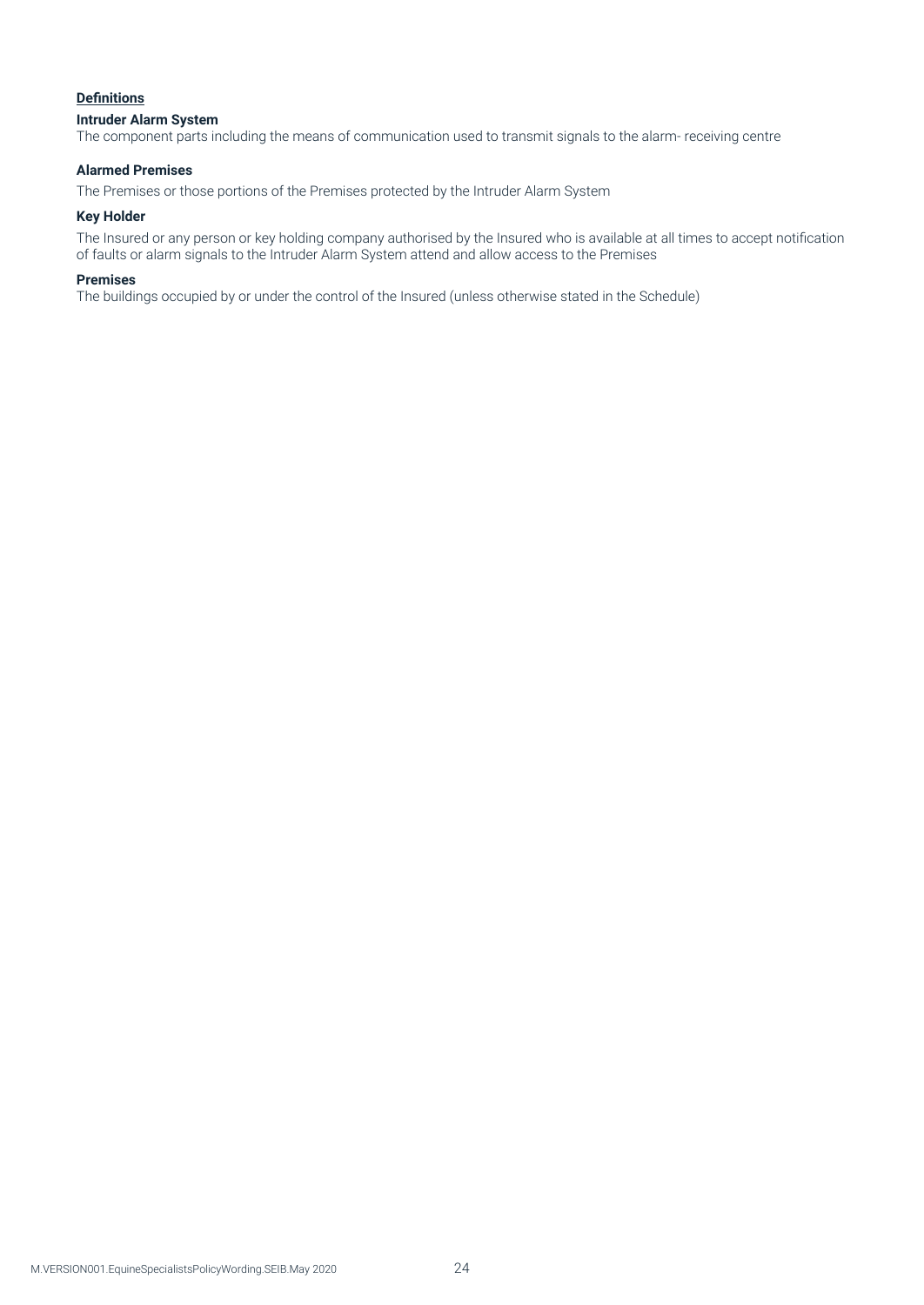**<u>Definitions</u>**

**Intruder Alarm System**

The component parts including the means of communication used to transmit signals to the alarm- receiving centre

**Alarmed Premises**

The Premises or those portions of the Premises protected by the Intruder Alarm System

**Key Holder**

The Insured or any person or key holding company authorised by the Insured who is available at all times to accept notification of faults or alarm signals to the Intruder Alarm System attend and allow access to the Premises

**Premises**

The buildings occupied by or under the control of the Insured (unless otherwise stated in the Schedule)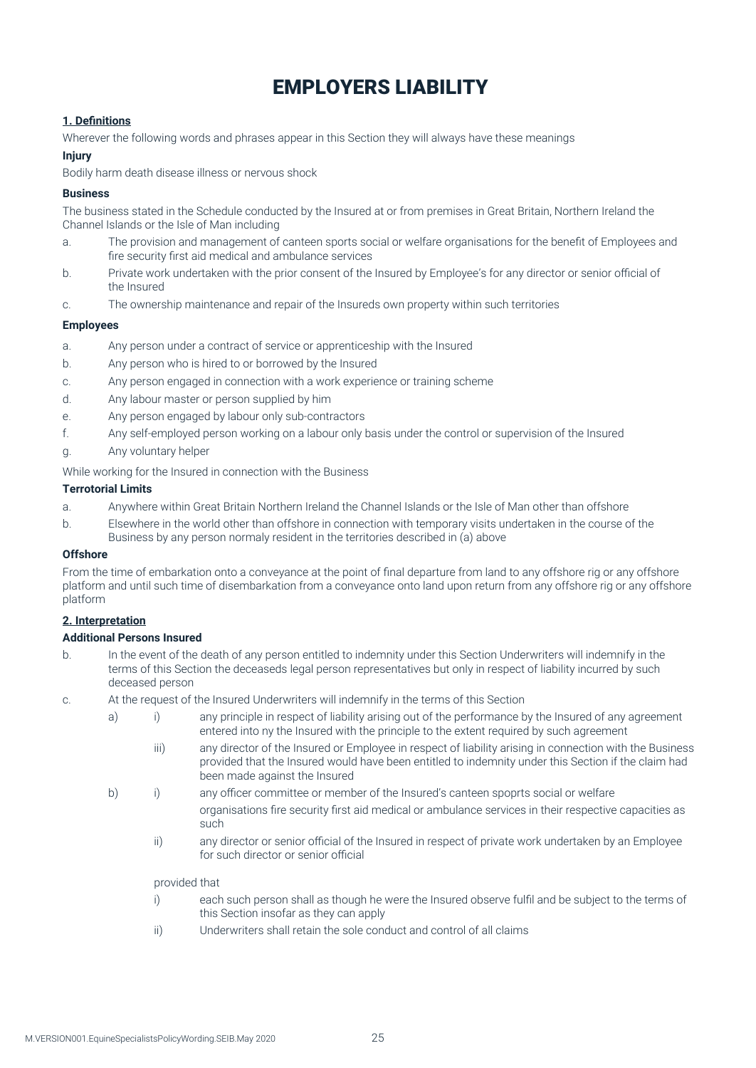# EMPLOYERS LIABILITY

**1. Definitions**

Wherever the following words and phrases appear in this Section they will always have these meanings

**Injury**

Bodily harm death disease illness or nervous shock

**Business**

The business stated in the Schedule conducted by the Insured at or from premises in Great Britain, Northern Ireland the Channel Islands or the Isle of Man including

a. The provision and management of canteen sports social or welfare organisations for the benefit of Employees and fire security first aid medical and ambulance services
b. Private work undertaken with the prior consent of the Insured by Employee's for any director or senior official of the Insured
c. The ownership maintenance and repair of the Insureds own property within such territories

**Employees**

a. Any person under a contract of service or apprenticeship with the Insured
b. Any person who is hired to or borrowed by the Insured
c. Any person engaged in connection with a work experience or training scheme
d. Any labour master or person supplied by him
e. Any person engaged by labour only sub-contractors
f. Any self-employed person working on a labour only basis under the control or supervision of the Insured
g. Any voluntary helper

While working for the Insured in connection with the Business

**Terrotorial Limits**

a. Anywhere within Great Britain Northern Ireland the Channel Islands or the Isle of Man other than offshore
b. Elsewhere in the world other than offshore in connection with temporary visits undertaken in the course of the Business by any person normaly resident in the territories described in (a) above

**Offshore**

From the time of embarkation onto a conveyance at the point of final departure from land to any offshore rig or any offshore platform and until such time of disembarkation from a conveyance onto land upon return from any offshore rig or any offshore platform

**2. Interpretation**

**Additional Persons Insured**

b. In the event of the death of any person entitled to indemnity under this Section Underwriters will indemnify in the terms of this Section the deceaseds legal person representatives but only in respect of liability incurred by such deceased person
c. At the request of the Insured Underwriters will indemnify in the terms of this Section
   a) i) any principle in respect of liability arising out of the performance by the Insured of any agreement entered into ny the Insured with the principle to the extent required by such agreement
      iii) any director of the Insured or Employee in respect of liability arising in connection with the Business provided that the Insured would have been entitled to indemnity under this Section if the claim had been made against the Insured
   b) i) any officer committee or member of the Insured's canteen spoprts social or welfare organisations fire security first aid medical or ambulance services in their respective capacities as such
      ii) any director or senior official of the Insured in respect of private work undertaken by an Employee for such director or senior official

   provided that

   i) each such person shall as though he were the Insured observe fulfil and be subject to the terms of this Section insofar as they can apply
   ii) Underwriters shall retain the sole conduct and control of all claims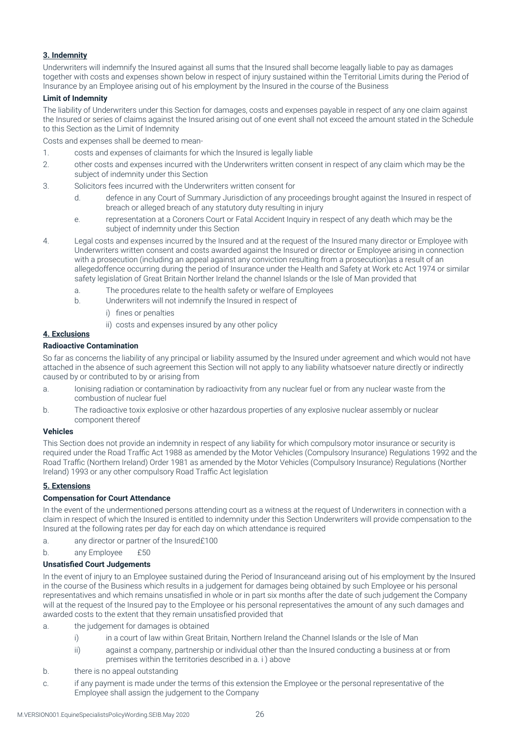## 3. Indemnity

Underwriters will indemnify the Insured against all sums that the Insured shall become leagally liable to pay as damages together with costs and expenses shown below in respect of injury sustained within the Territorial Limits during the Period of Insurance by an Employee arising out of his employment by the Insured in the course of the Business

**Limit of Indemnity**

The liability of Underwriters under this Section for damages, costs and expenses payable in respect of any one claim against the Insured or series of claims against the Insured arising out of one event shall not exceed the amount stated in the Schedule to this Section as the Limit of Indemnity

Costs and expenses shall be deemed to mean-

1. costs and expenses of claimants for which the Insured is legally liable
2. other costs and expenses incurred with the Underwriters written consent in respect of any claim which may be the subject of indemnity under this Section
3. Solicitors fees incurred with the Underwriters written consent for
   - d. defence in any Court of Summary Jurisdiction of any proceedings brought against the Insured in respect of breach or alleged breach of any statutory duty resulting in injury
   - e. representation at a Coroners Court or Fatal Accident Inquiry in respect of any death which may be the subject of indemnity under this Section
4. Legal costs and expenses incurred by the Insured and at the request of the Insured many director or Employee with Underwriters written consent and costs awarded against the Insured or director or Employee arising in connection with a prosecution (including an appeal against any conviction resulting from a prosecution)as a result of an allegedoffence occurring during the period of Insurance under the Health and Safety at Work etc Act 1974 or similar safety legislation of Great Britain Norther Ireland the channel Islands or the Isle of Man provided that
   - a. The procedures relate to the health safety or welfare of Employees
   - b. Underwriters will not indemnify the Insured in respect of
     - i) fines or penalties
     - ii) costs and expenses insured by any other policy

## 4. Exclusions

**Radioactive Contamination**

So far as concerns the liability of any principal or liability assumed by the Insured under agreement and which would not have attached in the absence of such agreement this Section will not apply to any liability whatsoever nature directly or indirectly caused by or contributed to by or arising from

- a. Ionising radiation or contamination by radioactivity from any nuclear fuel or from any nuclear waste from the combustion of nuclear fuel
- b. The radioactive toxix explosive or other hazardous properties of any explosive nuclear assembly or nuclear component thereof

**Vehicles**

This Section does not provide an indemnity in respect of any liability for which compulsory motor insurance or security is required under the Road Traffic Act 1988 as amended by the Motor Vehicles (Compulsory Insurance) Regulations 1992 and the Road Traffic (Northern Ireland) Order 1981 as amended by the Motor Vehicles (Compulsory Insurance) Regulations (Norther Ireland) 1993 or any other compulsory Road Traffic Act legislation

## 5. Extensions

**Compensation for Court Attendance**

In the event of the undermentioned persons attending court as a witness at the request of Underwriters in connection with a claim in respect of which the Insured is entitled to indemnity under this Section Underwriters will provide compensation to the Insured at the following rates per day for each day on which attendance is required

- a. any director or partner of the Insured£100
- b. any Employee £50

**Unsatisfied Court Judgements**

In the event of injury to an Employee sustained during the Period of Insuranceand arising out of his employment by the Insured in the course of the Business which results in a judgement for damages being obtained by such Employee or his personal representatives and which remains unsatisfied in whole or in part six months after the date of such judgement the Company will at the request of the Insured pay to the Employee or his personal representatives the amount of any such damages and awarded costs to the extent that they remain unsatisfied provided that

- a. the judgement for damages is obtained
  - i) in a court of law within Great Britain, Northern Ireland the Channel Islands or the Isle of Man
  - ii) against a company, partnership or individual other than the Insured conducting a business at or from premises within the territories described in a. i ) above
- b. there is no appeal outstanding
- c. if any payment is made under the terms of this extension the Employee or the personal representative of the Employee shall assign the judgement to the Company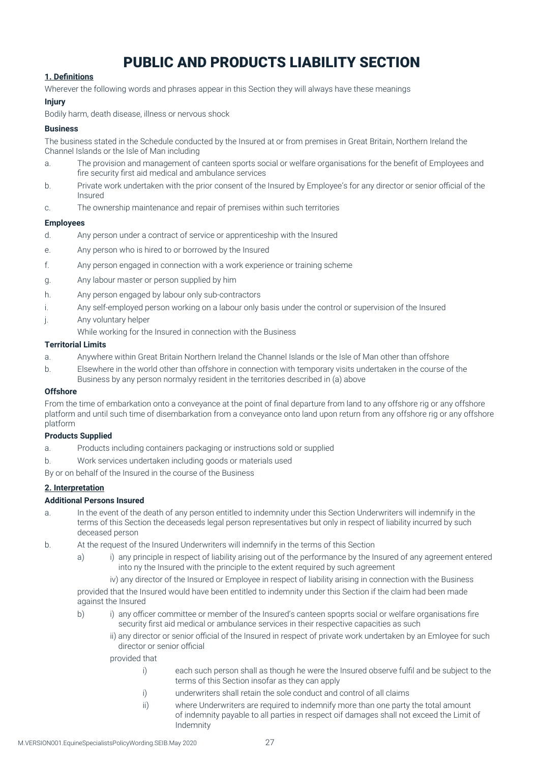# PUBLIC AND PRODUCTS LIABILITY SECTION

**1. Definitions**

Wherever the following words and phrases appear in this Section they will always have these meanings

**Injury**

Bodily harm, death disease, illness or nervous shock

**Business**

The business stated in the Schedule conducted by the Insured at or from premises in Great Britain, Northern Ireland the Channel Islands or the Isle of Man including

a. The provision and management of canteen sports social or welfare organisations for the benefit of Employees and fire security first aid medical and ambulance services

b. Private work undertaken with the prior consent of the Insured by Employee's for any director or senior official of the Insured

c. The ownership maintenance and repair of premises within such territories

**Employees**

d. Any person under a contract of service or apprenticeship with the Insured

e. Any person who is hired to or borrowed by the Insured

f. Any person engaged in connection with a work experience or training scheme

g. Any labour master or person supplied by him

h. Any person engaged by labour only sub-contractors

i. Any self-employed person working on a labour only basis under the control or supervision of the Insured

j. Any voluntary helper

While working for the Insured in connection with the Business

**Territorial Limits**

a. Anywhere within Great Britain Northern Ireland the Channel Islands or the Isle of Man other than offshore

b. Elsewhere in the world other than offshore in connection with temporary visits undertaken in the course of the Business by any person normalyy resident in the territories described in (a) above

**Offshore**

From the time of embarkation onto a conveyance at the point of final departure from land to any offshore rig or any offshore platform and until such time of disembarkation from a conveyance onto land upon return from any offshore rig or any offshore platform

**Products Supplied**

a. Products including containers packaging or instructions sold or supplied

b. Work services undertaken including goods or materials used

By or on behalf of the Insured in the course of the Business

**2. Interpretation**

**Additional Persons Insured**

a. In the event of the death of any person entitled to indemnity under this Section Underwriters will indemnify in the terms of this Section the deceaseds legal person representatives but only in respect of liability incurred by such deceased person

b. At the request of the Insured Underwriters will indemnify in the terms of this Section

a) i) any principle in respect of liability arising out of the performance by the Insured of any agreement entered into ny the Insured with the principle to the extent required by such agreement

iv) any director of the Insured or Employee in respect of liability arising in connection with the Business

provided that the Insured would have been entitled to indemnity under this Section if the claim had been made against the Insured

b) i) any officer committee or member of the Insured's canteen spoprts social or welfare organisations fire security first aid medical or ambulance services in their respective capacities as such

ii) any director or senior official of the Insured in respect of private work undertaken by an Emloyee for such director or senior official

provided that

i) each such person shall as though he were the Insured observe fulfil and be subject to the terms of this Section insofar as they can apply

i) underwriters shall retain the sole conduct and control of all claims

ii) where Underwriters are required to indemnify more than one party the total amount of indemnity payable to all parties in respect oif damages shall not exceed the Limit of Indemnity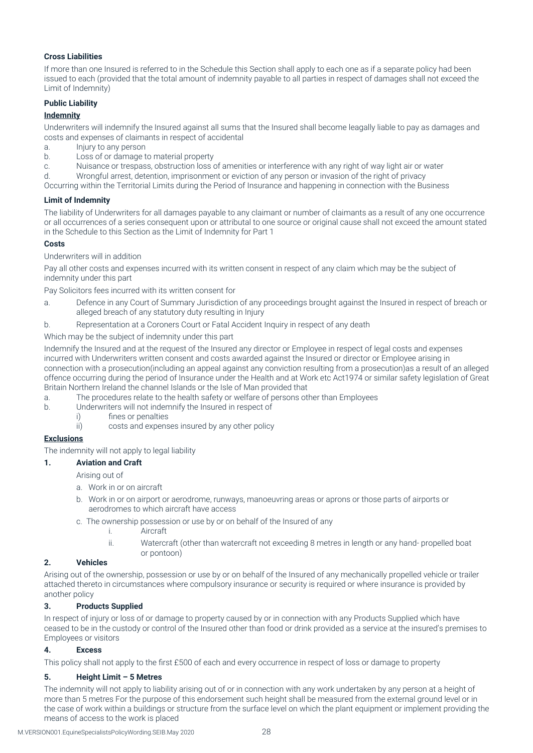**Cross Liabilities**

If more than one Insured is referred to in the Schedule this Section shall apply to each one as if a separate policy had been issued to each (provided that the total amount of indemnity payable to all parties in respect of damages shall not exceed the Limit of Indemnity)

**Public Liability**

**Indemnity**

Underwriters will indemnify the Insured against all sums that the Insured shall become leagally liable to pay as damages and costs and expenses of claimants in respect of accidental

a. Injury to any person
b. Loss of or damage to material property
c. Nuisance or trespass, obstruction loss of amenities or interference with any right of way light air or water
d. Wrongful arrest, detention, imprisonment or eviction of any person or invasion of the right of privacy

Occurring within the Territorial Limits during the Period of Insurance and happening in connection with the Business

**Limit of Indemnity**

The liability of Underwriters for all damages payable to any claimant or number of claimants as a result of any one occurrence or all occurrences of a series consequent upon or attributal to one source or original cause shall not exceed the amount stated in the Schedule to this Section as the Limit of Indemnity for Part 1

**Costs**

Underwriters will in addition

Pay all other costs and expenses incurred with its written consent in respect of any claim which may be the subject of indemnity under this part

Pay Solicitors fees incurred with its written consent for

a. Defence in any Court of Summary Jurisdiction of any proceedings brought against the Insured in respect of breach or alleged breach of any statutory duty resulting in Injury
b. Representation at a Coroners Court or Fatal Accident Inquiry in respect of any death

Which may be the subject of indemnity under this part

Indemnify the Insured and at the request of the Insured any director or Employee in respect of legal costs and expenses incurred with Underwriters written consent and costs awarded against the Insured or director or Employee arising in connection with a prosecution(including an appeal against any conviction resulting from a prosecution)as a result of an alleged offence occurring during the period of Insurance under the Health and at Work etc Act1974 or similar safety legislation of Great Britain Northern Ireland the channel Islands or the Isle of Man provided that

a. The procedures relate to the health safety or welfare of persons other than Employees
b. Underwriters will not indemnify the Insured in respect of
   i) fines or penalties
   ii) costs and expenses insured by any other policy

**Exclusions**

The indemnity will not apply to legal liability

**1. Aviation and Craft**

Arising out of

a. Work in or on aircraft
b. Work in or on airport or aerodrome, runways, manoeuvring areas or aprons or those parts of airports or aerodromes to which aircraft have access
c. The ownership possession or use by or on behalf of the Insured of any
   i. Aircraft
   ii. Watercraft (other than watercraft not exceeding 8 metres in length or any hand- propelled boat or pontoon)

**2. Vehicles**

Arising out of the ownership, possession or use by or on behalf of the Insured of any mechanically propelled vehicle or trailer attached thereto in circumstances where compulsory insurance or security is required or where insurance is provided by another policy

**3. Products Supplied**

In respect of injury or loss of or damage to property caused by or in connection with any Products Supplied which have ceased to be in the custody or control of the Insured other than food or drink provided as a service at the insured's premises to Employees or visitors

**4. Excess**

This policy shall not apply to the first £500 of each and every occurrence in respect of loss or damage to property

**5. Height Limit – 5 Metres**

The indemnity will not apply to liability arising out of or in connection with any work undertaken by any person at a height of more than 5 metres For the purpose of this endorsement such height shall be measured from the external ground level or in the case of work within a buildings or structure from the surface level on which the plant equipment or implement providing the means of access to the work is placed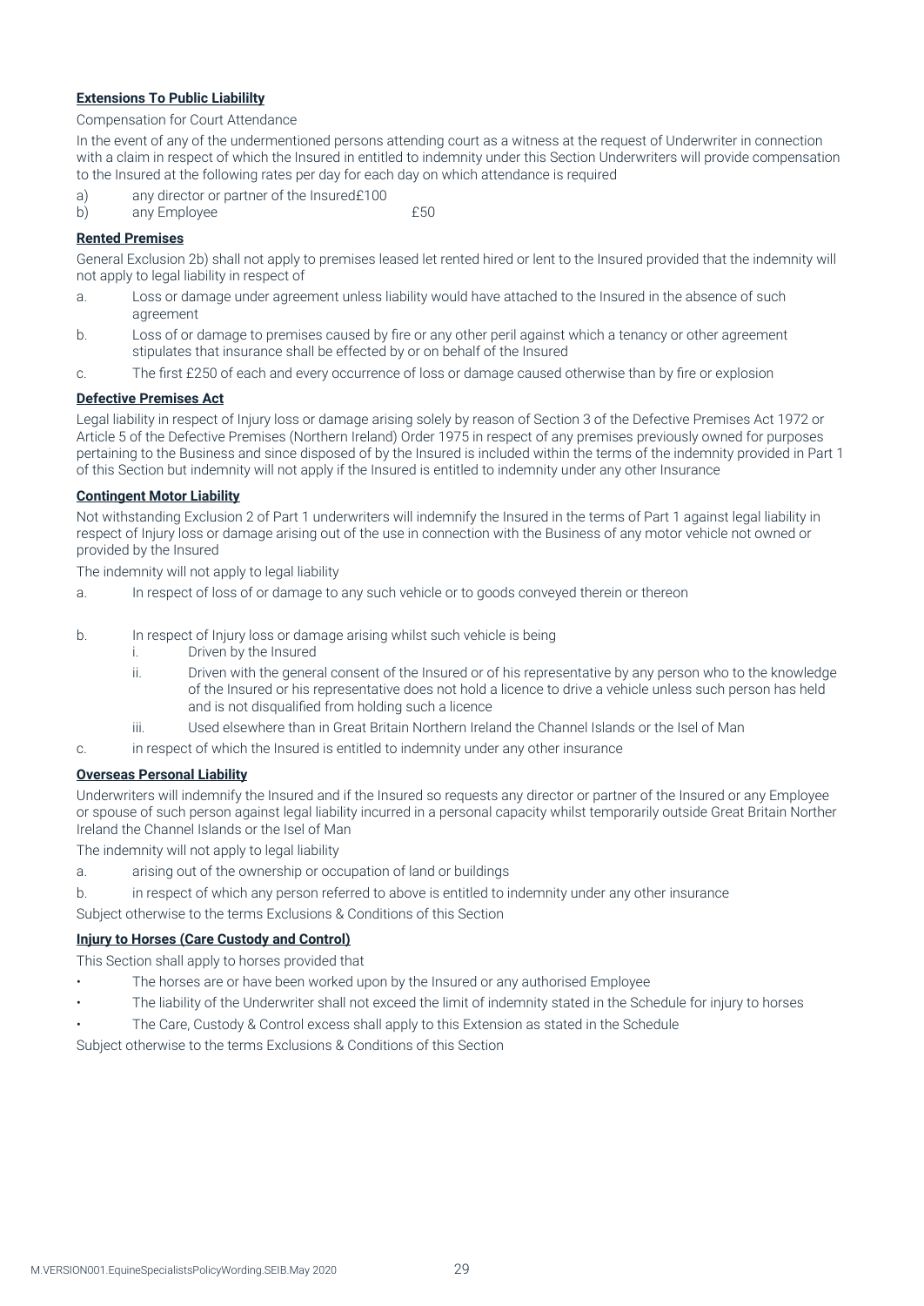**Extensions To Public Liabililty**

Compensation for Court Attendance

In the event of any of the undermentioned persons attending court as a witness at the request of Underwriter in connection with a claim in respect of which the Insured in entitled to indemnity under this Section Underwriters will provide compensation to the Insured at the following rates per day for each day on which attendance is required

a) any director or partner of the Insured £100
b) any Employee £50

**Rented Premises**

General Exclusion 2b) shall not apply to premises leased let rented hired or lent to the Insured provided that the indemnity will not apply to legal liability in respect of

a. Loss or damage under agreement unless liability would have attached to the Insured in the absence of such agreement
b. Loss of or damage to premises caused by fire or any other peril against which a tenancy or other agreement stipulates that insurance shall be effected by or on behalf of the Insured
c. The first £250 of each and every occurrence of loss or damage caused otherwise than by fire or explosion

**Defective Premises Act**

Legal liability in respect of Injury loss or damage arising solely by reason of Section 3 of the Defective Premises Act 1972 or Article 5 of the Defective Premises (Northern Ireland) Order 1975 in respect of any premises previously owned for purposes pertaining to the Business and since disposed of by the Insured is included within the terms of the indemnity provided in Part 1 of this Section but indemnity will not apply if the Insured is entitled to indemnity under any other Insurance

**Contingent Motor Liability**

Not withstanding Exclusion 2 of Part 1 underwriters will indemnify the Insured in the terms of Part 1 against legal liability in respect of Injury loss or damage arising out of the use in connection with the Business of any motor vehicle not owned or provided by the Insured

The indemnity will not apply to legal liability

a. In respect of loss of or damage to any such vehicle or to goods conveyed therein or thereon

b. In respect of Injury loss or damage arising whilst such vehicle is being
   i. Driven by the Insured
   ii. Driven with the general consent of the Insured or of his representative by any person who to the knowledge of the Insured or his representative does not hold a licence to drive a vehicle unless such person has held and is not disqualified from holding such a licence
   iii. Used elsewhere than in Great Britain Northern Ireland the Channel Islands or the Isel of Man

c. in respect of which the Insured is entitled to indemnity under any other insurance

**Overseas Personal Liability**

Underwriters will indemnify the Insured and if the Insured so requests any director or partner of the Insured or any Employee or spouse of such person against legal liability incurred in a personal capacity whilst temporarily outside Great Britain Norther Ireland the Channel Islands or the Isel of Man

The indemnity will not apply to legal liability

a. arising out of the ownership or occupation of land or buildings
b. in respect of which any person referred to above is entitled to indemnity under any other insurance

Subject otherwise to the terms Exclusions & Conditions of this Section

**Injury to Horses (Care Custody and Control)**

This Section shall apply to horses provided that

- The horses are or have been worked upon by the Insured or any authorised Employee
- The liability of the Underwriter shall not exceed the limit of indemnity stated in the Schedule for injury to horses
- The Care, Custody & Control excess shall apply to this Extension as stated in the Schedule

Subject otherwise to the terms Exclusions & Conditions of this Section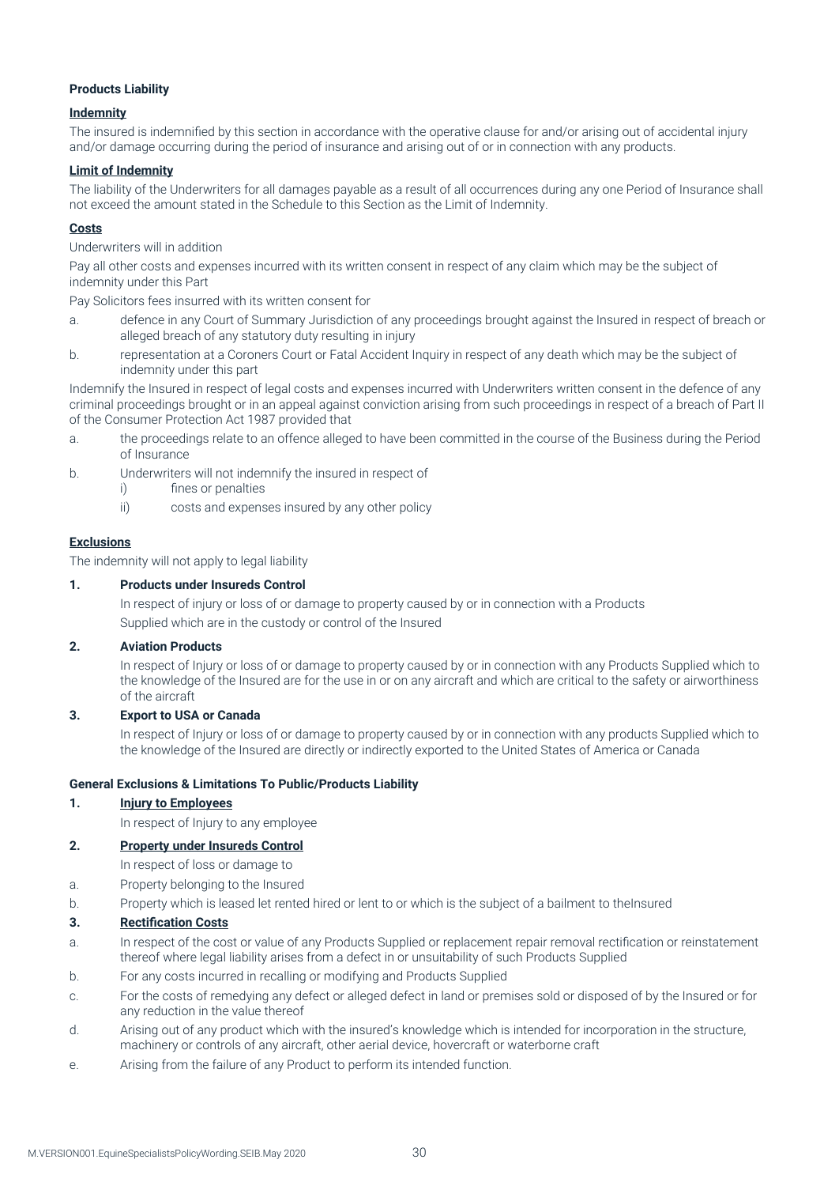**Products Liability**

**Indemnity**

The insured is indemnified by this section in accordance with the operative clause for and/or arising out of accidental injury and/or damage occurring during the period of insurance and arising out of or in connection with any products.

**Limit of Indemnity**

The liability of the Underwriters for all damages payable as a result of all occurrences during any one Period of Insurance shall not exceed the amount stated in the Schedule to this Section as the Limit of Indemnity.

**Costs**

Underwriters will in addition

Pay all other costs and expenses incurred with its written consent in respect of any claim which may be the subject of indemnity under this Part

Pay Solicitors fees insurred with its written consent for

a. defence in any Court of Summary Jurisdiction of any proceedings brought against the Insured in respect of breach or alleged breach of any statutory duty resulting in injury
b. representation at a Coroners Court or Fatal Accident Inquiry in respect of any death which may be the subject of indemnity under this part

Indemnify the Insured in respect of legal costs and expenses incurred with Underwriters written consent in the defence of any criminal proceedings brought or in an appeal against conviction arising from such proceedings in respect of a breach of Part II of the Consumer Protection Act 1987 provided that

a. the proceedings relate to an offence alleged to have been committed in the course of the Business during the Period of Insurance
b. Underwriters will not indemnify the insured in respect of
   i) fines or penalties
   ii) costs and expenses insured by any other policy

**Exclusions**

The indemnity will not apply to legal liability

**1. Products under Insureds Control**

In respect of injury or loss of or damage to property caused by or in connection with a Products Supplied which are in the custody or control of the Insured

**2. Aviation Products**

In respect of Injury or loss of or damage to property caused by or in connection with any Products Supplied which to the knowledge of the Insured are for the use in or on any aircraft and which are critical to the safety or airworthiness of the aircraft

**3. Export to USA or Canada**

In respect of Injury or loss of or damage to property caused by or in connection with any products Supplied which to the knowledge of the Insured are directly or indirectly exported to the United States of America or Canada

**General Exclusions & Limitations To Public/Products Liability**

**1. Injury to Employees**

In respect of Injury to any employee

**2. Property under Insureds Control**

In respect of loss or damage to

a. Property belonging to the Insured
b. Property which is leased let rented hired or lent to or which is the subject of a bailment to theInsured

**3. Rectification Costs**

a. In respect of the cost or value of any Products Supplied or replacement repair removal rectification or reinstatement thereof where legal liability arises from a defect in or unsuitability of such Products Supplied
b. For any costs incurred in recalling or modifying and Products Supplied
c. For the costs of remedying any defect or alleged defect in land or premises sold or disposed of by the Insured or for any reduction in the value thereof
d. Arising out of any product which with the insured's knowledge which is intended for incorporation in the structure, machinery or controls of any aircraft, other aerial device, hovercraft or waterborne craft
e. Arising from the failure of any Product to perform its intended function.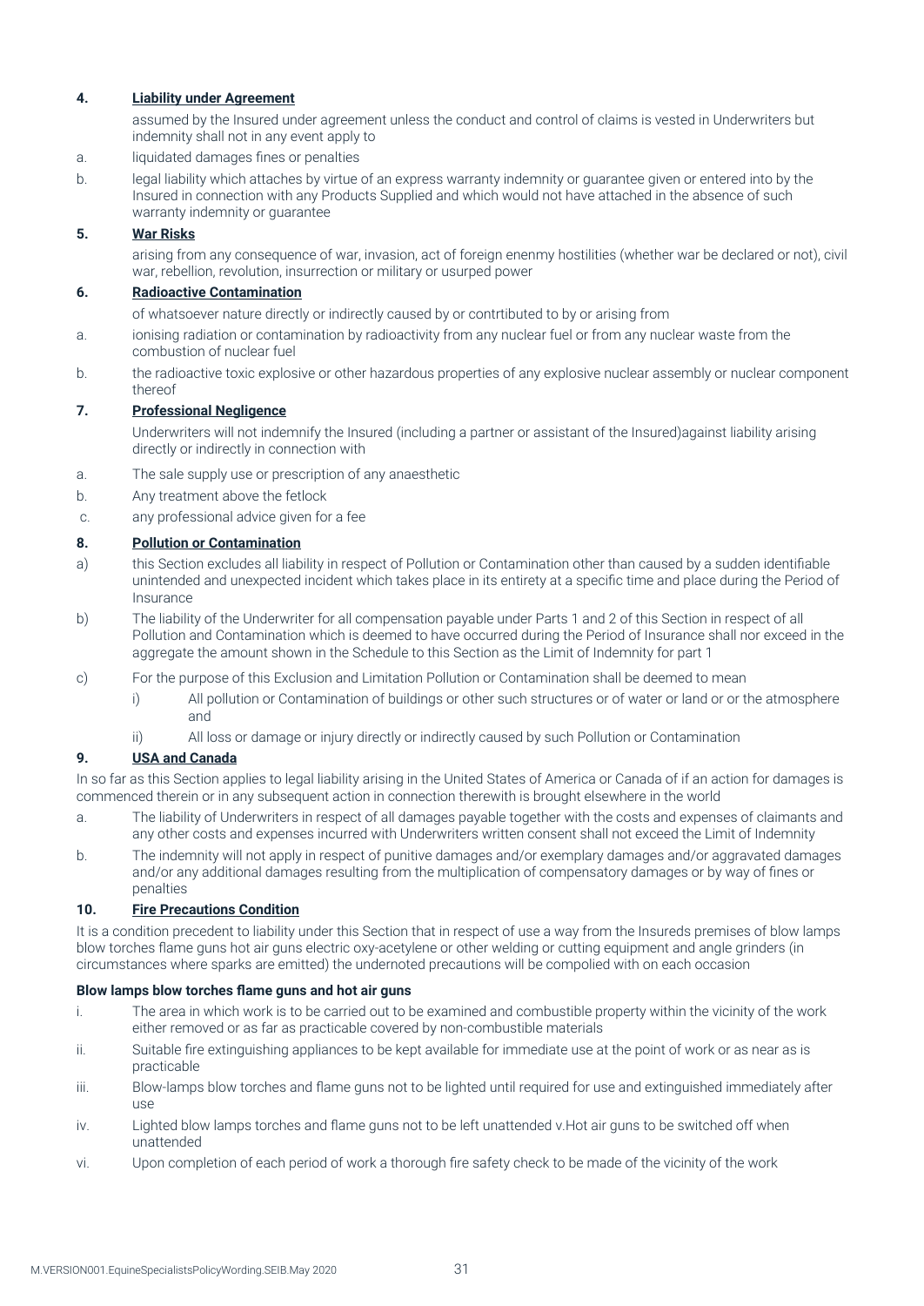**4. Liability under Agreement**

assumed by the Insured under agreement unless the conduct and control of claims is vested in Underwriters but indemnity shall not in any event apply to

a. liquidated damages fines or penalties

b. legal liability which attaches by virtue of an express warranty indemnity or guarantee given or entered into by the Insured in connection with any Products Supplied and which would not have attached in the absence of such warranty indemnity or guarantee

**5. War Risks**

arising from any consequence of war, invasion, act of foreign enenmy hostilities (whether war be declared or not), civil war, rebellion, revolution, insurrection or military or usurped power

**6. Radioactive Contamination**

of whatsoever nature directly or indirectly caused by or contrtibuted to by or arising from

a. ionising radiation or contamination by radioactivity from any nuclear fuel or from any nuclear waste from the combustion of nuclear fuel

b. the radioactive toxic explosive or other hazardous properties of any explosive nuclear assembly or nuclear component thereof

**7. Professional Negligence**

Underwriters will not indemnify the Insured (including a partner or assistant of the Insured)against liability arising directly or indirectly in connection with

a. The sale supply use or prescription of any anaesthetic

b. Any treatment above the fetlock

c. any professional advice given for a fee

**8. Pollution or Contamination**

a) this Section excludes all liability in respect of Pollution or Contamination other than caused by a sudden identifiable unintended and unexpected incident which takes place in its entirety at a specific time and place during the Period of Insurance

b) The liability of the Underwriter for all compensation payable under Parts 1 and 2 of this Section in respect of all Pollution and Contamination which is deemed to have occurred during the Period of Insurance shall nor exceed in the aggregate the amount shown in the Schedule to this Section as the Limit of Indemnity for part 1

c) For the purpose of this Exclusion and Limitation Pollution or Contamination shall be deemed to mean

i) All pollution or Contamination of buildings or other such structures or of water or land or or the atmosphere and

ii) All loss or damage or injury directly or indirectly caused by such Pollution or Contamination

**9. USA and Canada**

In so far as this Section applies to legal liability arising in the United States of America or Canada of if an action for damages is commenced therein or in any subsequent action in connection therewith is brought elsewhere in the world

a. The liability of Underwriters in respect of all damages payable together with the costs and expenses of claimants and any other costs and expenses incurred with Underwriters written consent shall not exceed the Limit of Indemnity

b. The indemnity will not apply in respect of punitive damages and/or exemplary damages and/or aggravated damages and/or any additional damages resulting from the multiplication of compensatory damages or by way of fines or penalties

**10. Fire Precautions Condition**

It is a condition precedent to liability under this Section that in respect of use a way from the Insureds premises of blow lamps blow torches flame guns hot air guns electric oxy-acetylene or other welding or cutting equipment and angle grinders (in circumstances where sparks are emitted) the undernoted precautions will be compolied with on each occasion

**Blow lamps blow torches flame guns and hot air guns**

i. The area in which work is to be carried out to be examined and combustible property within the vicinity of the work either removed or as far as practicable covered by non-combustible materials

ii. Suitable fire extinguishing appliances to be kept available for immediate use at the point of work or as near as is practicable

iii. Blow-lamps blow torches and flame guns not to be lighted until required for use and extinguished immediately after use

iv. Lighted blow lamps torches and flame guns not to be left unattended v.Hot air guns to be switched off when unattended

vi. Upon completion of each period of work a thorough fire safety check to be made of the vicinity of the work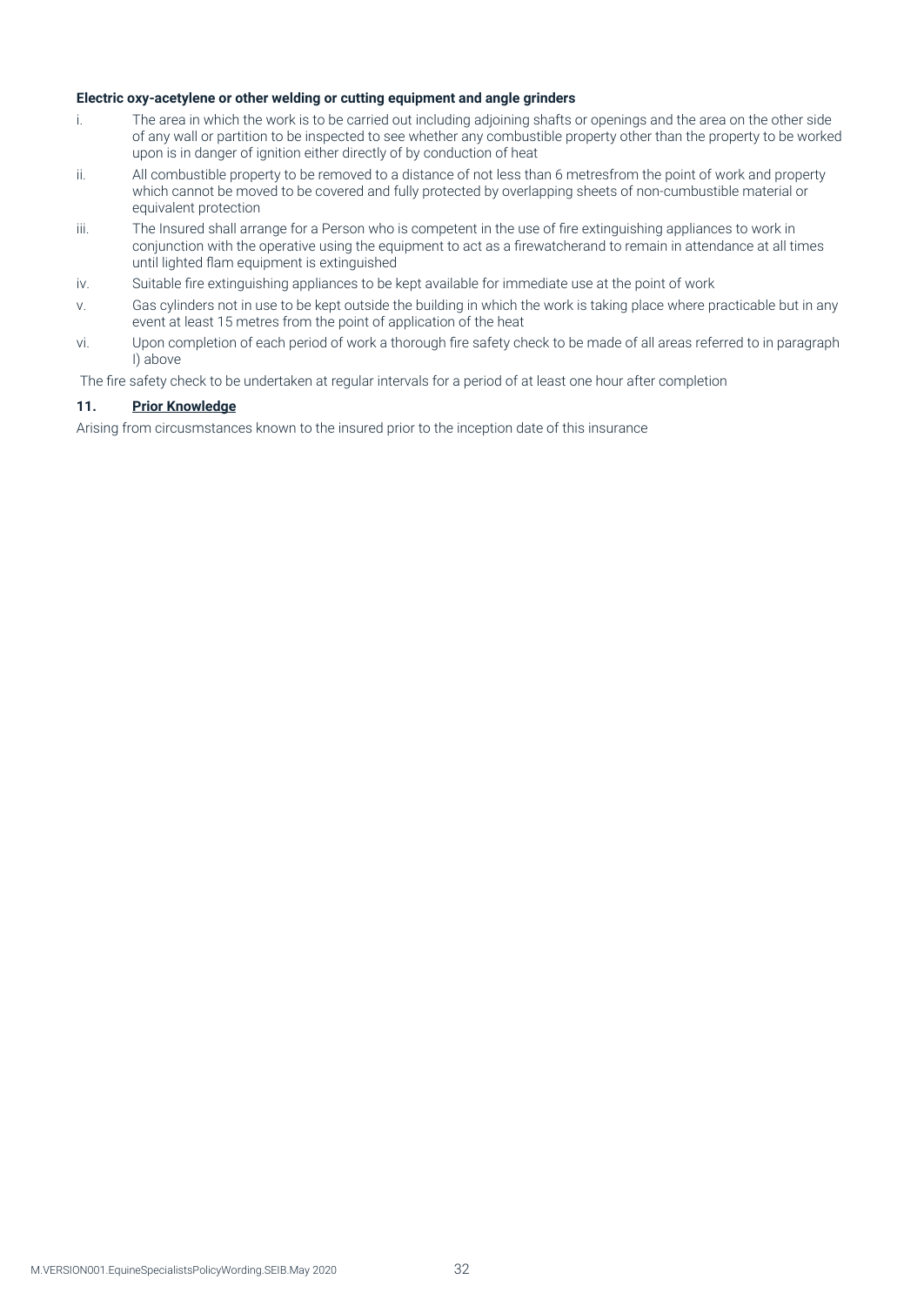**Electric oxy-acetylene or other welding or cutting equipment and angle grinders**

i. The area in which the work is to be carried out including adjoining shafts or openings and the area on the other side of any wall or partition to be inspected to see whether any combustible property other than the property to be worked upon is in danger of ignition either directly of by conduction of heat

ii. All combustible property to be removed to a distance of not less than 6 metresfrom the point of work and property which cannot be moved to be covered and fully protected by overlapping sheets of non-cumbustible material or equivalent protection

iii. The Insured shall arrange for a Person who is competent in the use of fire extinguishing appliances to work in conjunction with the operative using the equipment to act as a firewatcherand to remain in attendance at all times until lighted flam equipment is extinguished

iv. Suitable fire extinguishing appliances to be kept available for immediate use at the point of work

v. Gas cylinders not in use to be kept outside the building in which the work is taking place where practicable but in any event at least 15 metres from the point of application of the heat

vi. Upon completion of each period of work a thorough fire safety check to be made of all areas referred to in paragraph I) above

The fire safety check to be undertaken at regular intervals for a period of at least one hour after completion

**11. Prior Knowledge**

Arising from circusmstances known to the insured prior to the inception date of this insurance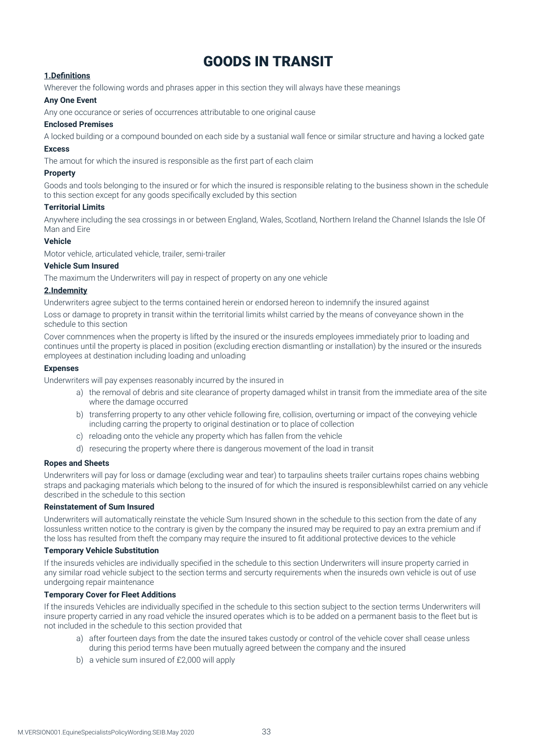# GOODS IN TRANSIT

**1.Definitions**

Wherever the following words and phrases apper in this section they will always have these meanings

**Any One Event**

Any one occurance or series of occurrences attributable to one original cause

**Enclosed Premises**

A locked building or a compound bounded on each side by a sustanial wall fence or similar structure and having a locked gate

**Excess**

The amout for which the insured is responsible as the first part of each claim

**Property**

Goods and tools belonging to the insured or for which the insured is responsible relating to the business shown in the schedule to this section except for any goods specifically excluded by this section

**Territorial Limits**

Anywhere including the sea crossings in or between England, Wales, Scotland, Northern Ireland the Channel Islands the Isle Of Man and Eire

**Vehicle**

Motor vehicle, articulated vehicle, trailer, semi-trailer

**Vehicle Sum Insured**

The maximum the Underwriters will pay in respect of property on any one vehicle

**2.Indemnity**

Underwriters agree subject to the terms contained herein or endorsed hereon to indemnify the insured against

Loss or damage to proprety in transit within the territorial limits whilst carried by the means of conveyance shown in the schedule to this section

Cover comnmences when the property is lifted by the insured or the insureds employees immediately prior to loading and continues until the property is placed in position (excluding erection dismantling or installation) by the insured or the insureds employees at destination including loading and unloading

**Expenses**

Underwriters will pay expenses reasonably incurred by the insured in

a) the removal of debris and site clearance of property damaged whilst in transit from the immediate area of the site where the damage occurred
b) transferring property to any other vehicle following fire, collision, overturning or impact of the conveying vehicle including carring the property to original destination or to place of collection
c) reloading onto the vehicle any property which has fallen from the vehicle
d) resecuring the property where there is dangerous movement of the load in transit

**Ropes and Sheets**

Underwriters will pay for loss or damage (excluding wear and tear) to tarpaulins sheets trailer curtains ropes chains webbing straps and packaging materials which belong to the insured of for which the insured is responsiblewhilst carried on any vehicle described in the schedule to this section

**Reinstatement of Sum Insured**

Underwriters will automatically reinstate the vehicle Sum Insured shown in the schedule to this section from the date of any lossunless written notice to the contrary is given by the company the insured may be required to pay an extra premium and if the loss has resulted from theft the company may require the insured to fit additional protective devices to the vehicle

**Temporary Vehicle Substitution**

If the insureds vehicles are individually specified in the schedule to this section Underwriters will insure property carried in any similar road vehicle subject to the section terms and sercurty requirements when the insureds own vehicle is out of use undergoing repair maintenance

**Temporary Cover for Fleet Additions**

If the insureds Vehicles are individually specified in the schedule to this section subject to the section terms Underwriters will insure property carried in any road vehicle the insured operates which is to be added on a permanent basis to the fleet but is not included in the schedule to this section provided that

a) after fourteen days from the date the insured takes custody or control of the vehicle cover shall cease unless during this period terms have been mutually agreed between the company and the insured
b) a vehicle sum insured of £2,000 will apply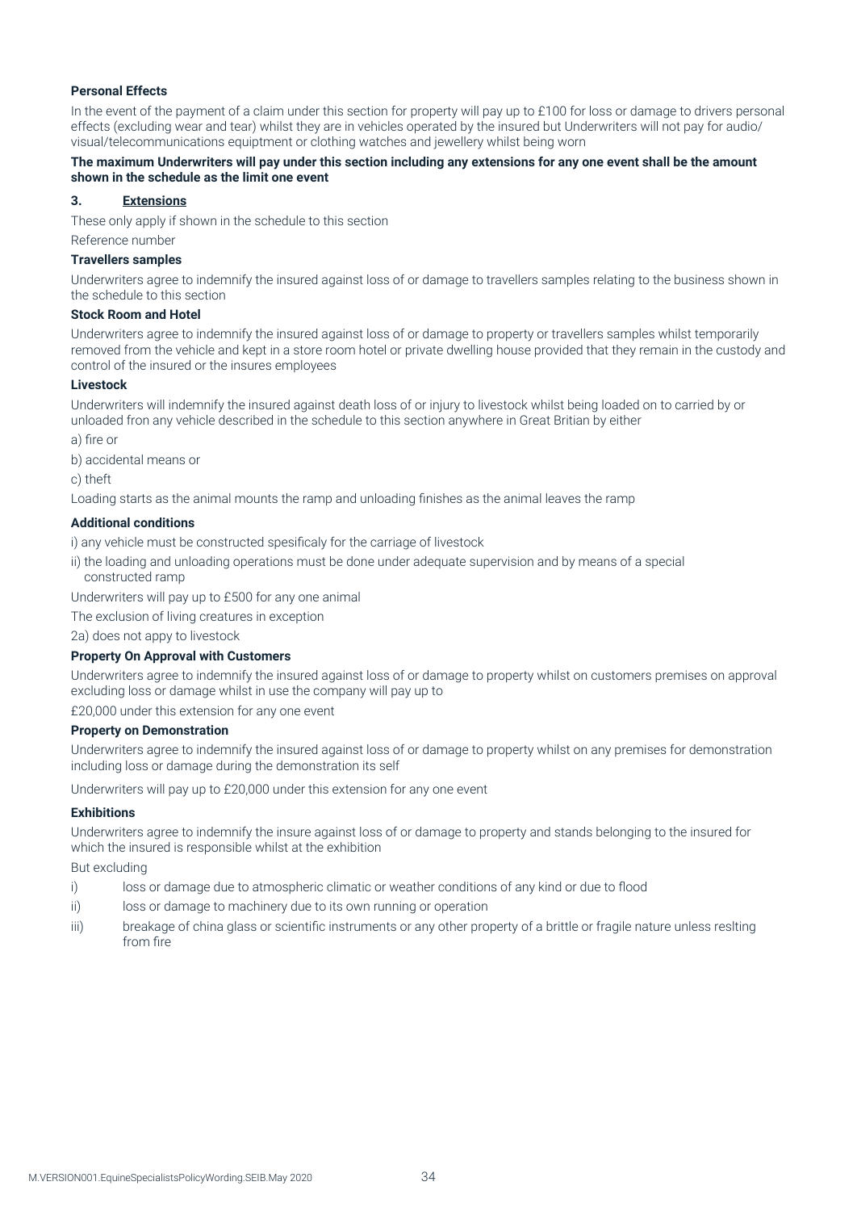**Personal Effects**

In the event of the payment of a claim under this section for property will pay up to £100 for loss or damage to drivers personal effects (excluding wear and tear) whilst they are in vehicles operated by the insured but Underwriters will not pay for audio/ visual/telecommunications equiptment or clothing watches and jewellery whilst being worn

**The maximum Underwriters will pay under this section including any extensions for any one event shall be the amount shown in the schedule as the limit one event**

**3. Extensions**

These only apply if shown in the schedule to this section

Reference number

**Travellers samples**

Underwriters agree to indemnify the insured against loss of or damage to travellers samples relating to the business shown in the schedule to this section

**Stock Room and Hotel**

Underwriters agree to indemnify the insured against loss of or damage to property or travellers samples whilst temporarily removed from the vehicle and kept in a store room hotel or private dwelling house provided that they remain in the custody and control of the insured or the insures employees

**Livestock**

Underwriters will indemnify the insured against death loss of or injury to livestock whilst being loaded on to carried by or unloaded fron any vehicle described in the schedule to this section anywhere in Great Britian by either

a) fire or

b) accidental means or

c) theft

Loading starts as the animal mounts the ramp and unloading finishes as the animal leaves the ramp

**Additional conditions**

i) any vehicle must be constructed spesificaly for the carriage of livestock

ii) the loading and unloading operations must be done under adequate supervision and by means of a special constructed ramp

Underwriters will pay up to £500 for any one animal

The exclusion of living creatures in exception

2a) does not appy to livestock

**Property On Approval with Customers**

Underwriters agree to indemnify the insured against loss of or damage to property whilst on customers premises on approval excluding loss or damage whilst in use the company will pay up to

£20,000 under this extension for any one event

**Property on Demonstration**

Underwriters agree to indemnify the insured against loss of or damage to property whilst on any premises for demonstration including loss or damage during the demonstration its self

Underwriters will pay up to £20,000 under this extension for any one event

**Exhibitions**

Underwriters agree to indemnify the insure against loss of or damage to property and stands belonging to the insured for which the insured is responsible whilst at the exhibition

But excluding

i) loss or damage due to atmospheric climatic or weather conditions of any kind or due to flood

ii) loss or damage to machinery due to its own running or operation

iii) breakage of china glass or scientific instruments or any other property of a brittle or fragile nature unless reslting from fire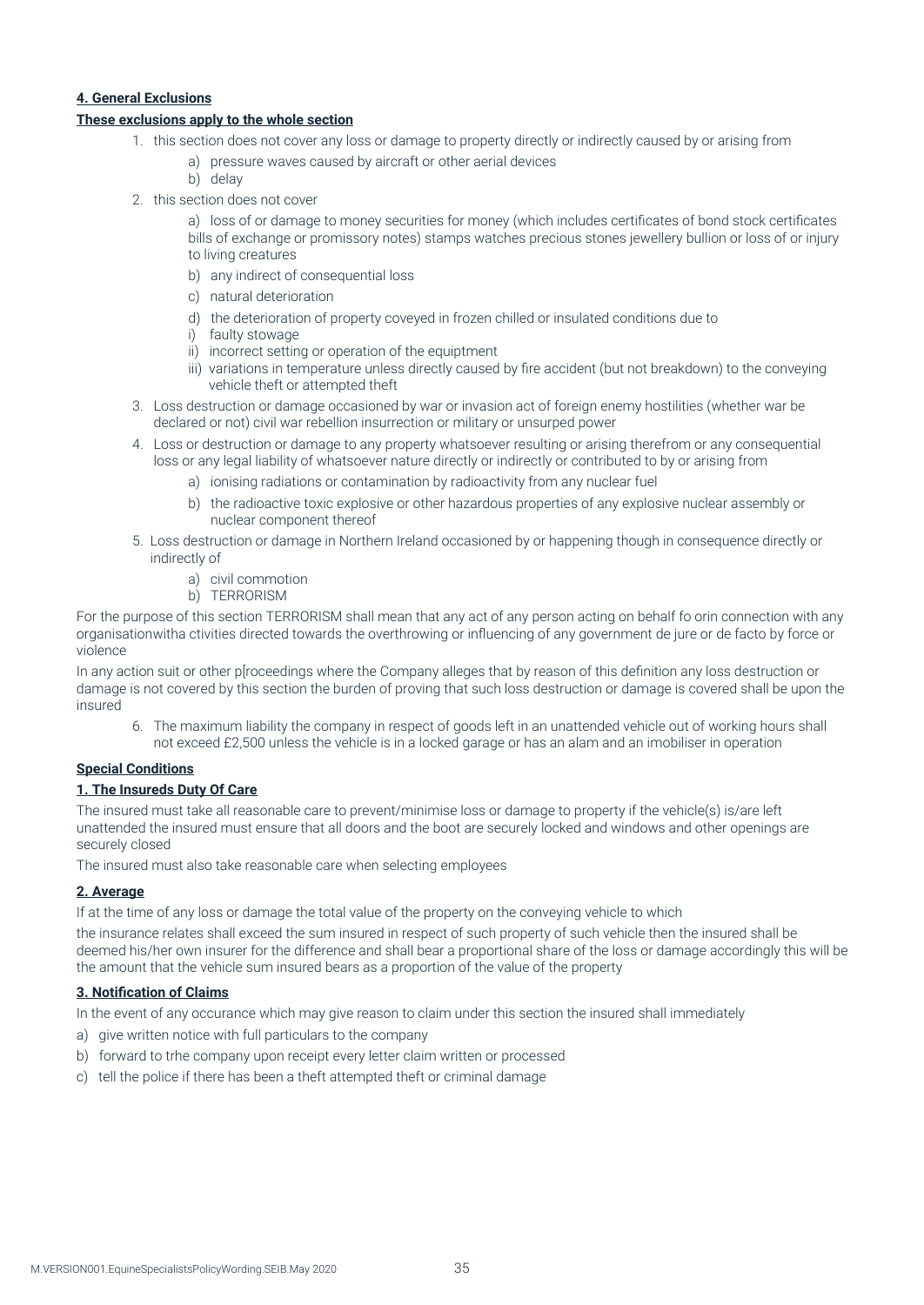**4. General Exclusions**

**These exclusions apply to the whole section**

1. this section does not cover any loss or damage to property directly or indirectly caused by or arising from
   a) pressure waves caused by aircraft or other aerial devices
   b) delay
2. this section does not cover
   a) loss of or damage to money securities for money (which includes certificates of bond stock certificates bills of exchange or promissory notes) stamps watches precious stones jewellery bullion or loss of or injury to living creatures
   b) any indirect of consequential loss
   c) natural deterioration
   d) the deterioration of property coveyed in frozen chilled or insulated conditions due to
   i) faulty stowage
   ii) incorrect setting or operation of the equiptment
   iii) variations in temperature unless directly caused by fire accident (but not breakdown) to the conveying vehicle theft or attempted theft
3. Loss destruction or damage occasioned by war or invasion act of foreign enemy hostilities (whether war be declared or not) civil war rebellion insurrection or military or unsurped power
4. Loss or destruction or damage to any property whatsoever resulting or arising therefrom or any consequential loss or any legal liability of whatsoever nature directly or indirectly or contributed to by or arising from
   a) ionising radiations or contamination by radioactivity from any nuclear fuel
   b) the radioactive toxic explosive or other hazardous properties of any explosive nuclear assembly or nuclear component thereof
5. Loss destruction or damage in Northern Ireland occasioned by or happening though in consequence directly or indirectly of
   a) civil commotion
   b) TERRORISM

For the purpose of this section TERRORISM shall mean that any act of any person acting on behalf fo orin connection with any organisationwitha ctivities directed towards the overthrowing or influencing of any government de jure or de facto by force or violence

In any action suit or other p[roceedings where the Company alleges that by reason of this definition any loss destruction or damage is not covered by this section the burden of proving that such loss destruction or damage is covered shall be upon the insured

6. The maximum liability the company in respect of goods left in an unattended vehicle out of working hours shall not exceed £2,500 unless the vehicle is in a locked garage or has an alam and an imobiliser in operation

**Special Conditions**

**1. The Insureds Duty Of Care**

The insured must take all reasonable care to prevent/minimise loss or damage to property if the vehicle(s) is/are left unattended the insured must ensure that all doors and the boot are securely locked and windows and other openings are securely closed

The insured must also take reasonable care when selecting employees

**2. Average**

If at the time of any loss or damage the total value of the property on the conveying vehicle to which

the insurance relates shall exceed the sum insured in respect of such property of such vehicle then the insured shall be deemed his/her own insurer for the difference and shall bear a proportional share of the loss or damage accordingly this will be the amount that the vehicle sum insured bears as a proportion of the value of the property

**3. Notification of Claims**

In the event of any occurance which may give reason to claim under this section the insured shall immediately

a) give written notice with full particulars to the company
b) forward to trhe company upon receipt every letter claim written or processed
c) tell the police if there has been a theft attempted theft or criminal damage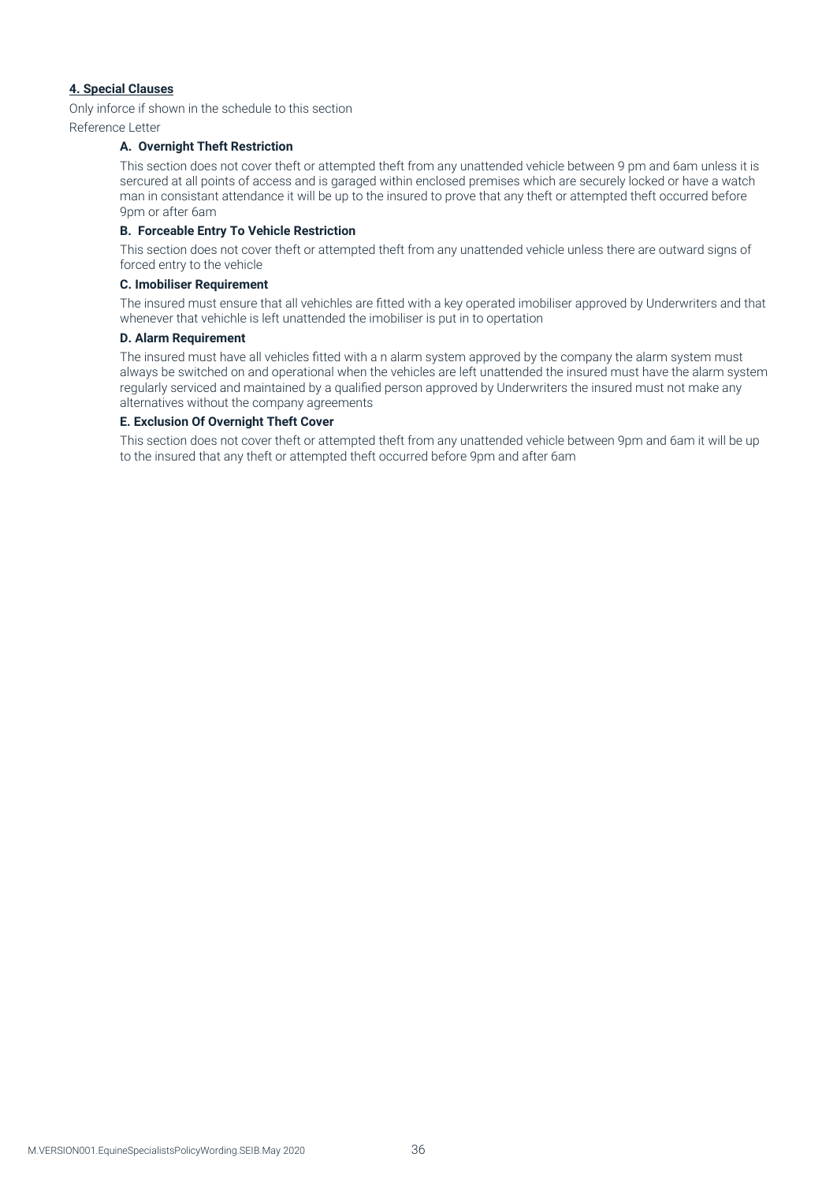**4. Special Clauses**

Only inforce if shown in the schedule to this section

Reference Letter

**A. Overnight Theft Restriction**

This section does not cover theft or attempted theft from any unattended vehicle between 9 pm and 6am unless it is sercured at all points of access and is garaged within enclosed premises which are securely locked or have a watch man in consistant attendance it will be up to the insured to prove that any theft or attempted theft occurred before 9pm or after 6am

**B. Forceable Entry To Vehicle Restriction**

This section does not cover theft or attempted theft from any unattended vehicle unless there are outward signs of forced entry to the vehicle

**C. Imobiliser Requirement**

The insured must ensure that all vehichles are fitted with a key operated imobiliser approved by Underwriters and that whenever that vehichle is left unattended the imobiliser is put in to opertation

**D. Alarm Requirement**

The insured must have all vehicles fitted with a n alarm system approved by the company the alarm system must always be switched on and operational when the vehicles are left unattended the insured must have the alarm system regularly serviced and maintained by a qualified person approved by Underwriters the insured must not make any alternatives without the company agreements

**E. Exclusion Of Overnight Theft Cover**

This section does not cover theft or attempted theft from any unattended vehicle between 9pm and 6am it will be up to the insured that any theft or attempted theft occurred before 9pm and after 6am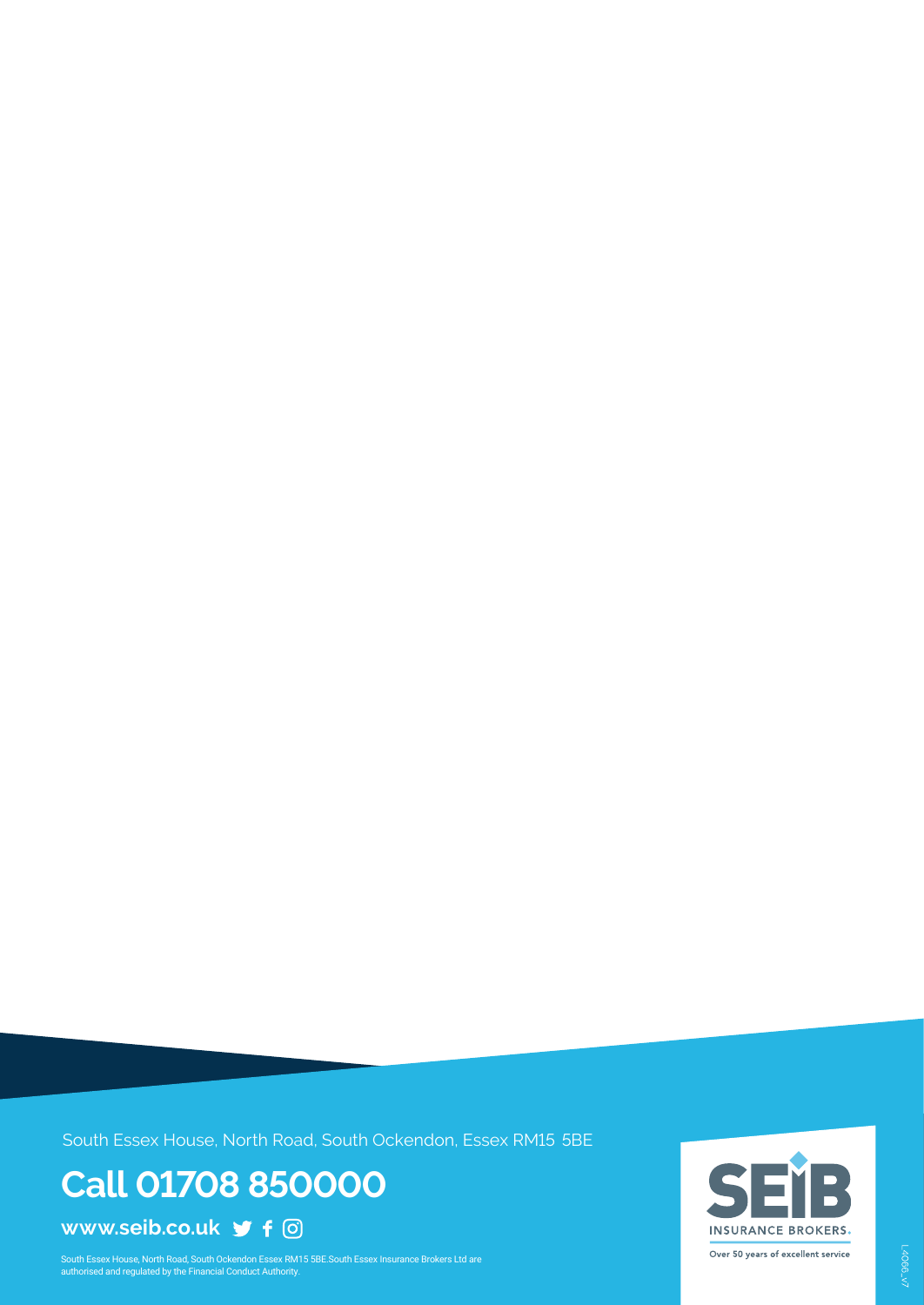South Essex House, North Road, South Ockendon, Essex RM15 5BE

**Call 01708 850000**

**www.seib.co.uk**

South Essex House, North Road, South Ockendon Essex RM15 5BE.South Essex Insurance Brokers Ltd are authorised and regulated by the Financial Conduct Authority.

SEIB INSURANCE BROKERS.

Over 50 years of excellent service

L4066_v7